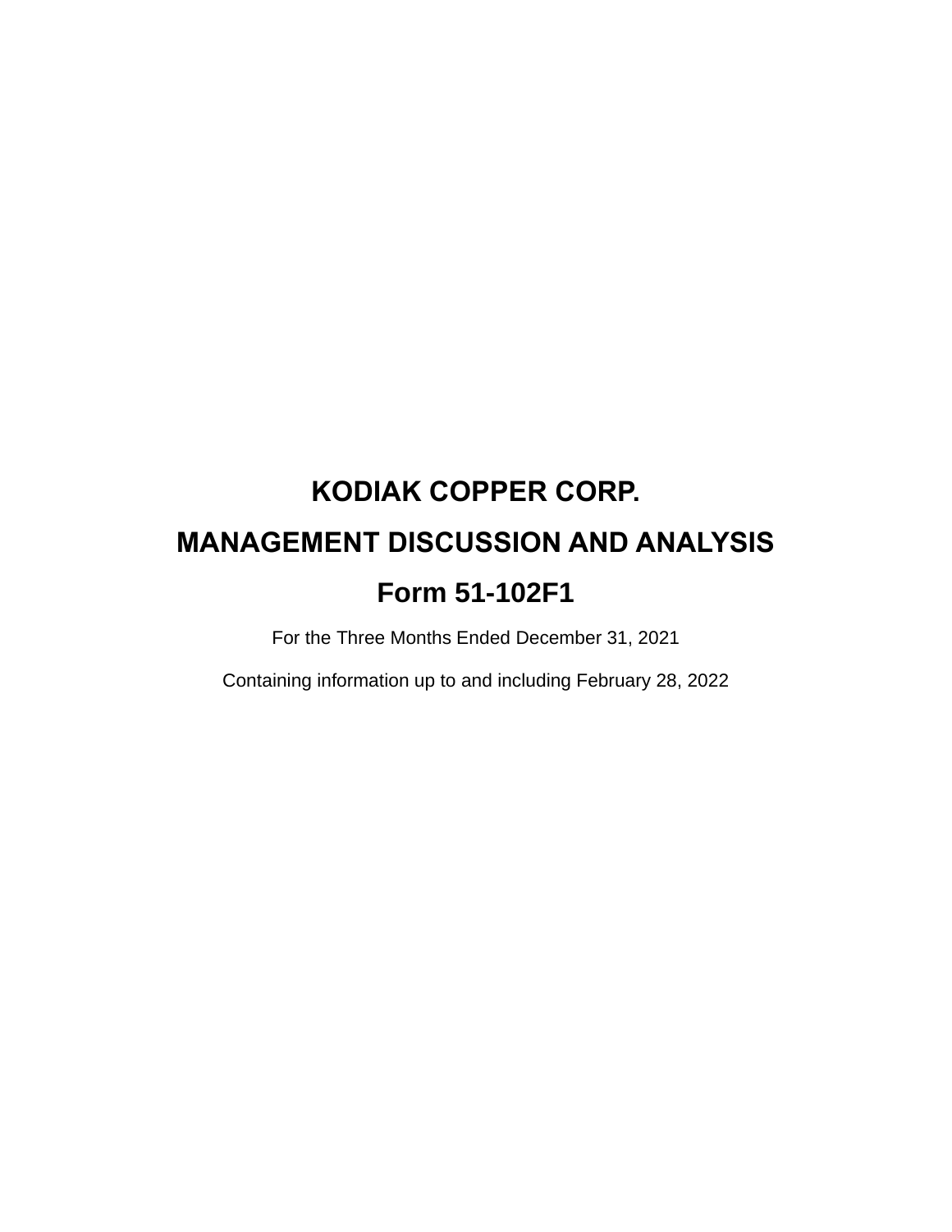# KODIAK COPPER CORP.

# MANAGEMENT DISCUSSION AND ANALYSIS

# Form 51-102F1

For the Three Months Ended December 31, 2021

Containing information up to and including February 28, 2022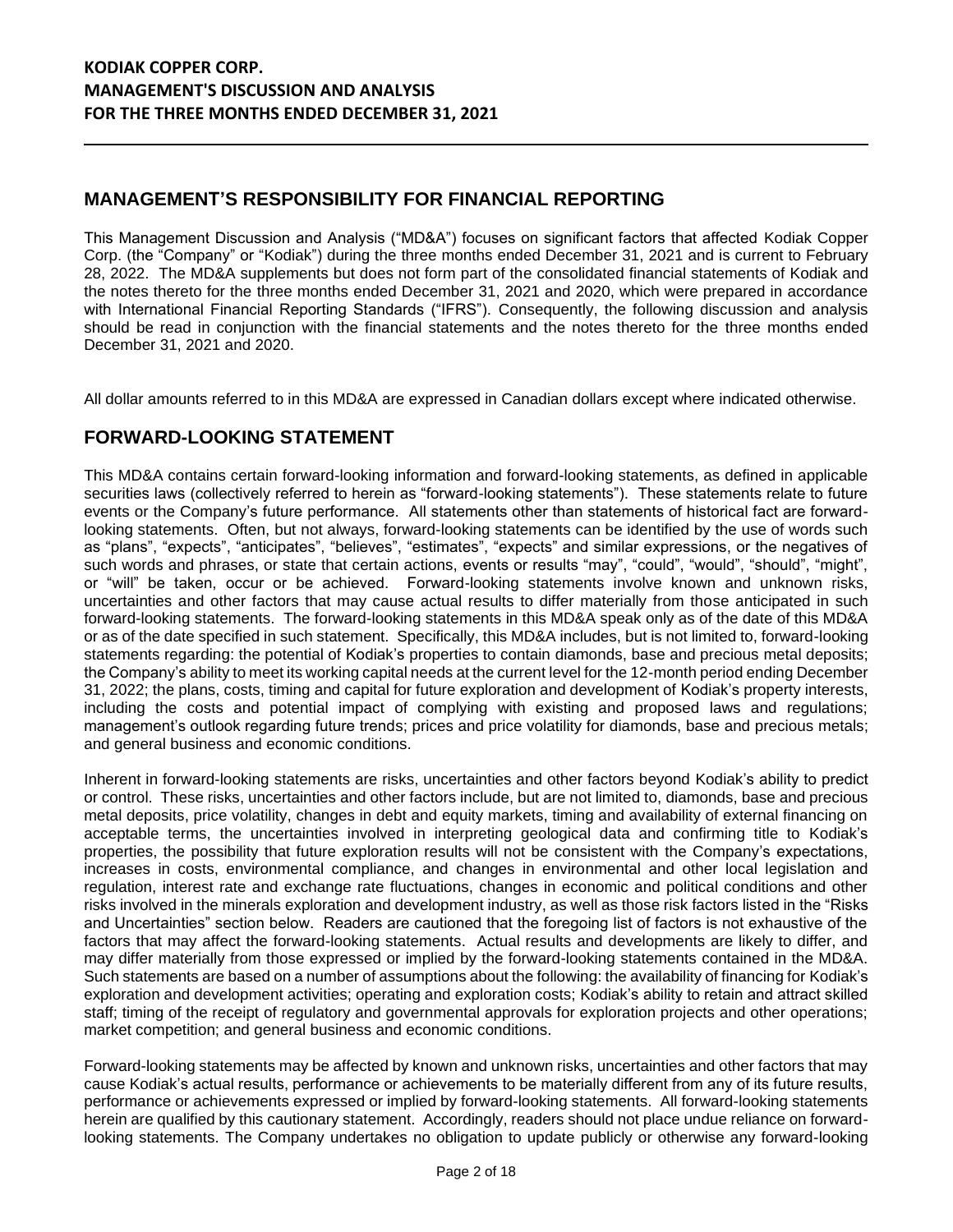# MANAGEMENT'S RESPONSIBILITY FOR FINANCIAL REPORTING

This Management Discussion and Analysis ("MD&A") focuses on significant factors that affected Kodiak Copper Corp. (the "Company" or "Kodiak") during the three months ended December 31, 2021 and is current to February 28, 2022. The MD&A supplements but does not form part of the consolidated financial statements of Kodiak and the notes thereto for the three months ended December 31, 2021 and 2020, which were prepared in accordance with International Financial Reporting Standards ("IFRS"). Consequently, the following discussion and analysis should be read in conjunction with the financial statements and the notes thereto for the three months ended December 31, 2021 and 2020.

All dollar amounts referred to in this MD&A are expressed in Canadian dollars except where indicated otherwise.

# FORWARD-LOOKING STATEMENT

This MD&A contains certain forward-looking information and forward-looking statements, as defined in applicable securities laws (collectively referred to herein as "forward-looking statements"). These statements relate to future events or the Company's future performance. All statements other than statements of historical fact are forward-looking statements. Often, but not always, forward-looking statements can be identified by the use of words such as "plans", "expects", "anticipates", "believes", "estimates", "expects" and similar expressions, or the negatives of such words and phrases, or state that certain actions, events or results "may", "could", "would", "should", "might", or "will" be taken, occur or be achieved. Forward-looking statements involve known and unknown risks, uncertainties and other factors that may cause actual results to differ materially from those anticipated in such forward-looking statements. The forward-looking statements in this MD&A speak only as of the date of this MD&A or as of the date specified in such statement. Specifically, this MD&A includes, but is not limited to, forward-looking statements regarding: the potential of Kodiak's properties to contain diamonds, base and precious metal deposits; the Company's ability to meet its working capital needs at the current level for the 12-month period ending December 31, 2022; the plans, costs, timing and capital for future exploration and development of Kodiak's property interests, including the costs and potential impact of complying with existing and proposed laws and regulations; management's outlook regarding future trends; prices and price volatility for diamonds, base and precious metals; and general business and economic conditions.

Inherent in forward-looking statements are risks, uncertainties and other factors beyond Kodiak's ability to predict or control. These risks, uncertainties and other factors include, but are not limited to, diamonds, base and precious metal deposits, price volatility, changes in debt and equity markets, timing and availability of external financing on acceptable terms, the uncertainties involved in interpreting geological data and confirming title to Kodiak's properties, the possibility that future exploration results will not be consistent with the Company's expectations, increases in costs, environmental compliance, and changes in environmental and other local legislation and regulation, interest rate and exchange rate fluctuations, changes in economic and political conditions and other risks involved in the minerals exploration and development industry, as well as those risk factors listed in the "Risks and Uncertainties" section below. Readers are cautioned that the foregoing list of factors is not exhaustive of the factors that may affect the forward-looking statements. Actual results and developments are likely to differ, and may differ materially from those expressed or implied by the forward-looking statements contained in the MD&A. Such statements are based on a number of assumptions about the following: the availability of financing for Kodiak's exploration and development activities; operating and exploration costs; Kodiak's ability to retain and attract skilled staff; timing of the receipt of regulatory and governmental approvals for exploration projects and other operations; market competition; and general business and economic conditions.

Forward-looking statements may be affected by known and unknown risks, uncertainties and other factors that may cause Kodiak's actual results, performance or achievements to be materially different from any of its future results, performance or achievements expressed or implied by forward-looking statements. All forward-looking statements herein are qualified by this cautionary statement. Accordingly, readers should not place undue reliance on forward-looking statements. The Company undertakes no obligation to update publicly or otherwise any forward-looking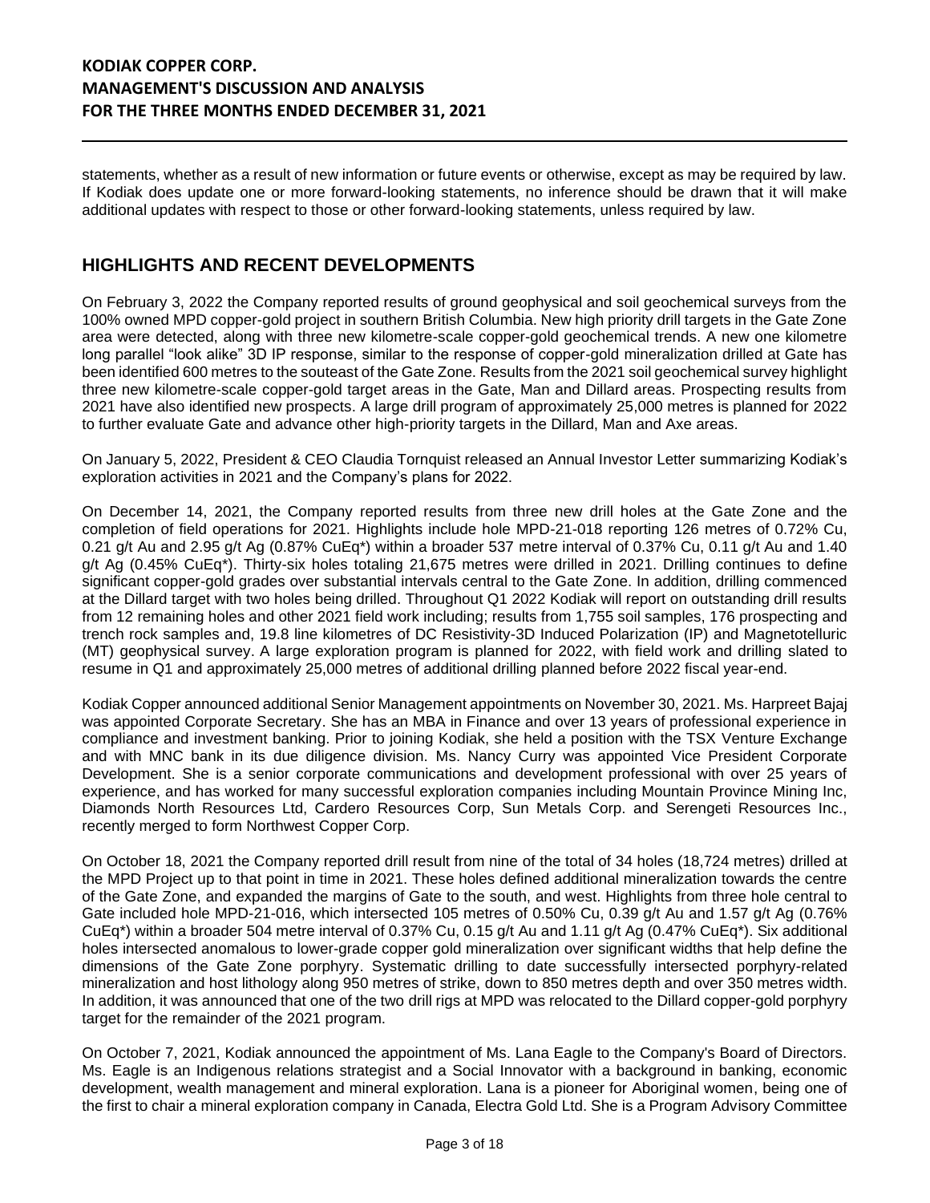statements, whether as a result of new information or future events or otherwise, except as may be required by law. If Kodiak does update one or more forward-looking statements, no inference should be drawn that it will make additional updates with respect to those or other forward-looking statements, unless required by law.

## HIGHLIGHTS AND RECENT DEVELOPMENTS

On February 3, 2022 the Company reported results of ground geophysical and soil geochemical surveys from the 100% owned MPD copper-gold project in southern British Columbia. New high priority drill targets in the Gate Zone area were detected, along with three new kilometre-scale copper-gold geochemical trends. A new one kilometre long parallel "look alike" 3D IP response, similar to the response of copper-gold mineralization drilled at Gate has been identified 600 metres to the souteast of the Gate Zone. Results from the 2021 soil geochemical survey highlight three new kilometre-scale copper-gold target areas in the Gate, Man and Dillard areas. Prospecting results from 2021 have also identified new prospects. A large drill program of approximately 25,000 metres is planned for 2022 to further evaluate Gate and advance other high-priority targets in the Dillard, Man and Axe areas.

On January 5, 2022, President & CEO Claudia Tornquist released an Annual Investor Letter summarizing Kodiak's exploration activities in 2021 and the Company's plans for 2022.

On December 14, 2021, the Company reported results from three new drill holes at the Gate Zone and the completion of field operations for 2021. Highlights include hole MPD-21-018 reporting 126 metres of 0.72% Cu, 0.21 g/t Au and 2.95 g/t Ag (0.87% CuEq*) within a broader 537 metre interval of 0.37% Cu, 0.11 g/t Au and 1.40 g/t Ag (0.45% CuEq*). Thirty-six holes totaling 21,675 metres were drilled in 2021. Drilling continues to define significant copper-gold grades over substantial intervals central to the Gate Zone. In addition, drilling commenced at the Dillard target with two holes being drilled. Throughout Q1 2022 Kodiak will report on outstanding drill results from 12 remaining holes and other 2021 field work including; results from 1,755 soil samples, 176 prospecting and trench rock samples and, 19.8 line kilometres of DC Resistivity-3D Induced Polarization (IP) and Magnetotelluric (MT) geophysical survey. A large exploration program is planned for 2022, with field work and drilling slated to resume in Q1 and approximately 25,000 metres of additional drilling planned before 2022 fiscal year-end.

Kodiak Copper announced additional Senior Management appointments on November 30, 2021. Ms. Harpreet Bajaj was appointed Corporate Secretary. She has an MBA in Finance and over 13 years of professional experience in compliance and investment banking. Prior to joining Kodiak, she held a position with the TSX Venture Exchange and with MNC bank in its due diligence division. Ms. Nancy Curry was appointed Vice President Corporate Development. She is a senior corporate communications and development professional with over 25 years of experience, and has worked for many successful exploration companies including Mountain Province Mining Inc, Diamonds North Resources Ltd, Cardero Resources Corp, Sun Metals Corp. and Serengeti Resources Inc., recently merged to form Northwest Copper Corp.

On October 18, 2021 the Company reported drill result from nine of the total of 34 holes (18,724 metres) drilled at the MPD Project up to that point in time in 2021. These holes defined additional mineralization towards the centre of the Gate Zone, and expanded the margins of Gate to the south, and west. Highlights from three hole central to Gate included hole MPD-21-016, which intersected 105 metres of 0.50% Cu, 0.39 g/t Au and 1.57 g/t Ag (0.76% CuEq*) within a broader 504 metre interval of 0.37% Cu, 0.15 g/t Au and 1.11 g/t Ag (0.47% CuEq*). Six additional holes intersected anomalous to lower-grade copper gold mineralization over significant widths that help define the dimensions of the Gate Zone porphyry. Systematic drilling to date successfully intersected porphyry-related mineralization and host lithology along 950 metres of strike, down to 850 metres depth and over 350 metres width. In addition, it was announced that one of the two drill rigs at MPD was relocated to the Dillard copper-gold porphyry target for the remainder of the 2021 program.

On October 7, 2021, Kodiak announced the appointment of Ms. Lana Eagle to the Company's Board of Directors. Ms. Eagle is an Indigenous relations strategist and a Social Innovator with a background in banking, economic development, wealth management and mineral exploration. Lana is a pioneer for Aboriginal women, being one of the first to chair a mineral exploration company in Canada, Electra Gold Ltd. She is a Program Advisory Committee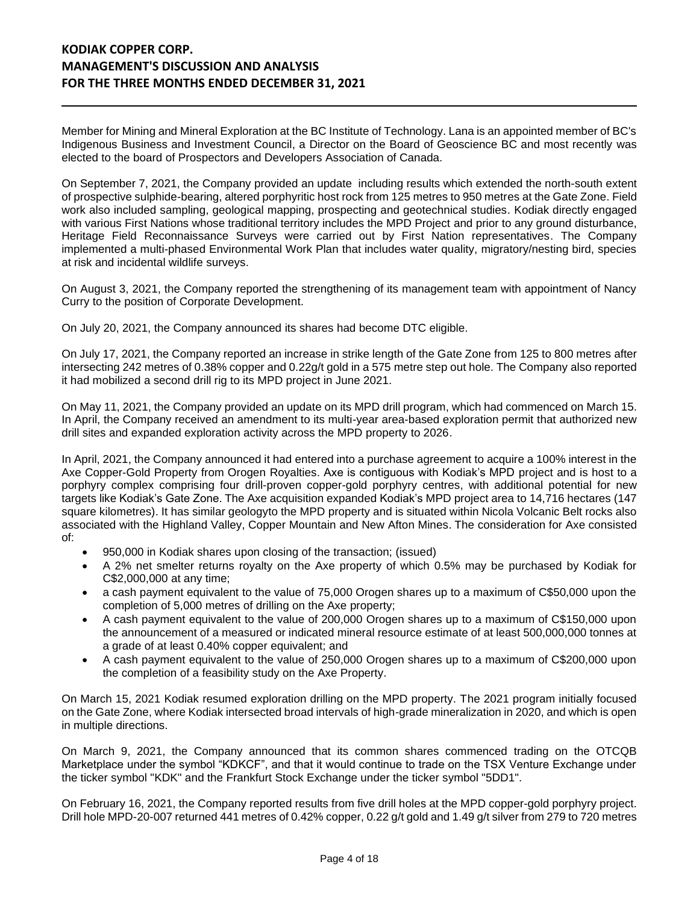Member for Mining and Mineral Exploration at the BC Institute of Technology. Lana is an appointed member of BC's Indigenous Business and Investment Council, a Director on the Board of Geoscience BC and most recently was elected to the board of Prospectors and Developers Association of Canada.

On September 7, 2021, the Company provided an update including results which extended the north-south extent of prospective sulphide-bearing, altered porphyritic host rock from 125 metres to 950 metres at the Gate Zone. Field work also included sampling, geological mapping, prospecting and geotechnical studies. Kodiak directly engaged with various First Nations whose traditional territory includes the MPD Project and prior to any ground disturbance, Heritage Field Reconnaissance Surveys were carried out by First Nation representatives. The Company implemented a multi-phased Environmental Work Plan that includes water quality, migratory/nesting bird, species at risk and incidental wildlife surveys.

On August 3, 2021, the Company reported the strengthening of its management team with appointment of Nancy Curry to the position of Corporate Development.

On July 20, 2021, the Company announced its shares had become DTC eligible.

On July 17, 2021, the Company reported an increase in strike length of the Gate Zone from 125 to 800 metres after intersecting 242 metres of 0.38% copper and 0.22g/t gold in a 575 metre step out hole. The Company also reported it had mobilized a second drill rig to its MPD project in June 2021.

On May 11, 2021, the Company provided an update on its MPD drill program, which had commenced on March 15. In April, the Company received an amendment to its multi-year area-based exploration permit that authorized new drill sites and expanded exploration activity across the MPD property to 2026.

In April, 2021, the Company announced it had entered into a purchase agreement to acquire a 100% interest in the Axe Copper-Gold Property from Orogen Royalties. Axe is contiguous with Kodiak's MPD project and is host to a porphyry complex comprising four drill-proven copper-gold porphyry centres, with additional potential for new targets like Kodiak's Gate Zone. The Axe acquisition expanded Kodiak's MPD project area to 14,716 hectares (147 square kilometres). It has similar geologyto the MPD property and is situated within Nicola Volcanic Belt rocks also associated with the Highland Valley, Copper Mountain and New Afton Mines. The consideration for Axe consisted of:

- 950,000 in Kodiak shares upon closing of the transaction; (issued)
- A 2% net smelter returns royalty on the Axe property of which 0.5% may be purchased by Kodiak for C$2,000,000 at any time;
- a cash payment equivalent to the value of 75,000 Orogen shares up to a maximum of C$50,000 upon the completion of 5,000 metres of drilling on the Axe property;
- A cash payment equivalent to the value of 200,000 Orogen shares up to a maximum of C$150,000 upon the announcement of a measured or indicated mineral resource estimate of at least 500,000,000 tonnes at a grade of at least 0.40% copper equivalent; and
- A cash payment equivalent to the value of 250,000 Orogen shares up to a maximum of C$200,000 upon the completion of a feasibility study on the Axe Property.

On March 15, 2021 Kodiak resumed exploration drilling on the MPD property. The 2021 program initially focused on the Gate Zone, where Kodiak intersected broad intervals of high-grade mineralization in 2020, and which is open in multiple directions.

On March 9, 2021, the Company announced that its common shares commenced trading on the OTCQB Marketplace under the symbol "KDKCF", and that it would continue to trade on the TSX Venture Exchange under the ticker symbol "KDK" and the Frankfurt Stock Exchange under the ticker symbol "5DD1".

On February 16, 2021, the Company reported results from five drill holes at the MPD copper-gold porphyry project. Drill hole MPD-20-007 returned 441 metres of 0.42% copper, 0.22 g/t gold and 1.49 g/t silver from 279 to 720 metres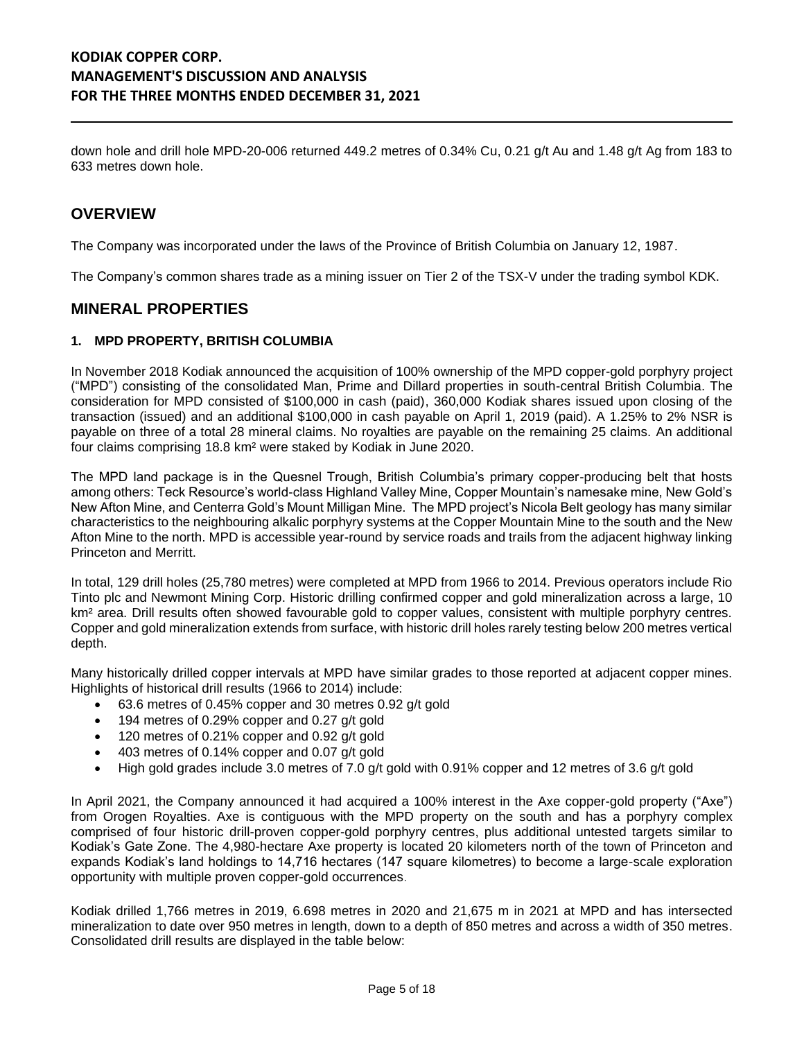down hole and drill hole MPD-20-006 returned 449.2 metres of 0.34% Cu, 0.21 g/t Au and 1.48 g/t Ag from 183 to 633 metres down hole.

## OVERVIEW

The Company was incorporated under the laws of the Province of British Columbia on January 12, 1987.

The Company's common shares trade as a mining issuer on Tier 2 of the TSX-V under the trading symbol KDK.

## MINERAL PROPERTIES

### 1. MPD PROPERTY, BRITISH COLUMBIA

In November 2018 Kodiak announced the acquisition of 100% ownership of the MPD copper-gold porphyry project ("MPD") consisting of the consolidated Man, Prime and Dillard properties in south-central British Columbia. The consideration for MPD consisted of $100,000 in cash (paid), 360,000 Kodiak shares issued upon closing of the transaction (issued) and an additional $100,000 in cash payable on April 1, 2019 (paid). A 1.25% to 2% NSR is payable on three of a total 28 mineral claims. No royalties are payable on the remaining 25 claims. An additional four claims comprising 18.8 km² were staked by Kodiak in June 2020.

The MPD land package is in the Quesnel Trough, British Columbia's primary copper-producing belt that hosts among others: Teck Resource's world-class Highland Valley Mine, Copper Mountain's namesake mine, New Gold's New Afton Mine, and Centerra Gold's Mount Milligan Mine. The MPD project's Nicola Belt geology has many similar characteristics to the neighbouring alkalic porphyry systems at the Copper Mountain Mine to the south and the New Afton Mine to the north. MPD is accessible year-round by service roads and trails from the adjacent highway linking Princeton and Merritt.

In total, 129 drill holes (25,780 metres) were completed at MPD from 1966 to 2014. Previous operators include Rio Tinto plc and Newmont Mining Corp. Historic drilling confirmed copper and gold mineralization across a large, 10 km² area. Drill results often showed favourable gold to copper values, consistent with multiple porphyry centres. Copper and gold mineralization extends from surface, with historic drill holes rarely testing below 200 metres vertical depth.

Many historically drilled copper intervals at MPD have similar grades to those reported at adjacent copper mines. Highlights of historical drill results (1966 to 2014) include:

- 63.6 metres of 0.45% copper and 30 metres 0.92 g/t gold
- 194 metres of 0.29% copper and 0.27 g/t gold
- 120 metres of 0.21% copper and 0.92 g/t gold
- 403 metres of 0.14% copper and 0.07 g/t gold
- High gold grades include 3.0 metres of 7.0 g/t gold with 0.91% copper and 12 metres of 3.6 g/t gold

In April 2021, the Company announced it had acquired a 100% interest in the Axe copper-gold property ("Axe") from Orogen Royalties. Axe is contiguous with the MPD property on the south and has a porphyry complex comprised of four historic drill-proven copper-gold porphyry centres, plus additional untested targets similar to Kodiak's Gate Zone. The 4,980-hectare Axe property is located 20 kilometers north of the town of Princeton and expands Kodiak's land holdings to 14,716 hectares (147 square kilometres) to become a large-scale exploration opportunity with multiple proven copper-gold occurrences.

Kodiak drilled 1,766 metres in 2019, 6.698 metres in 2020 and 21,675 m in 2021 at MPD and has intersected mineralization to date over 950 metres in length, down to a depth of 850 metres and across a width of 350 metres. Consolidated drill results are displayed in the table below: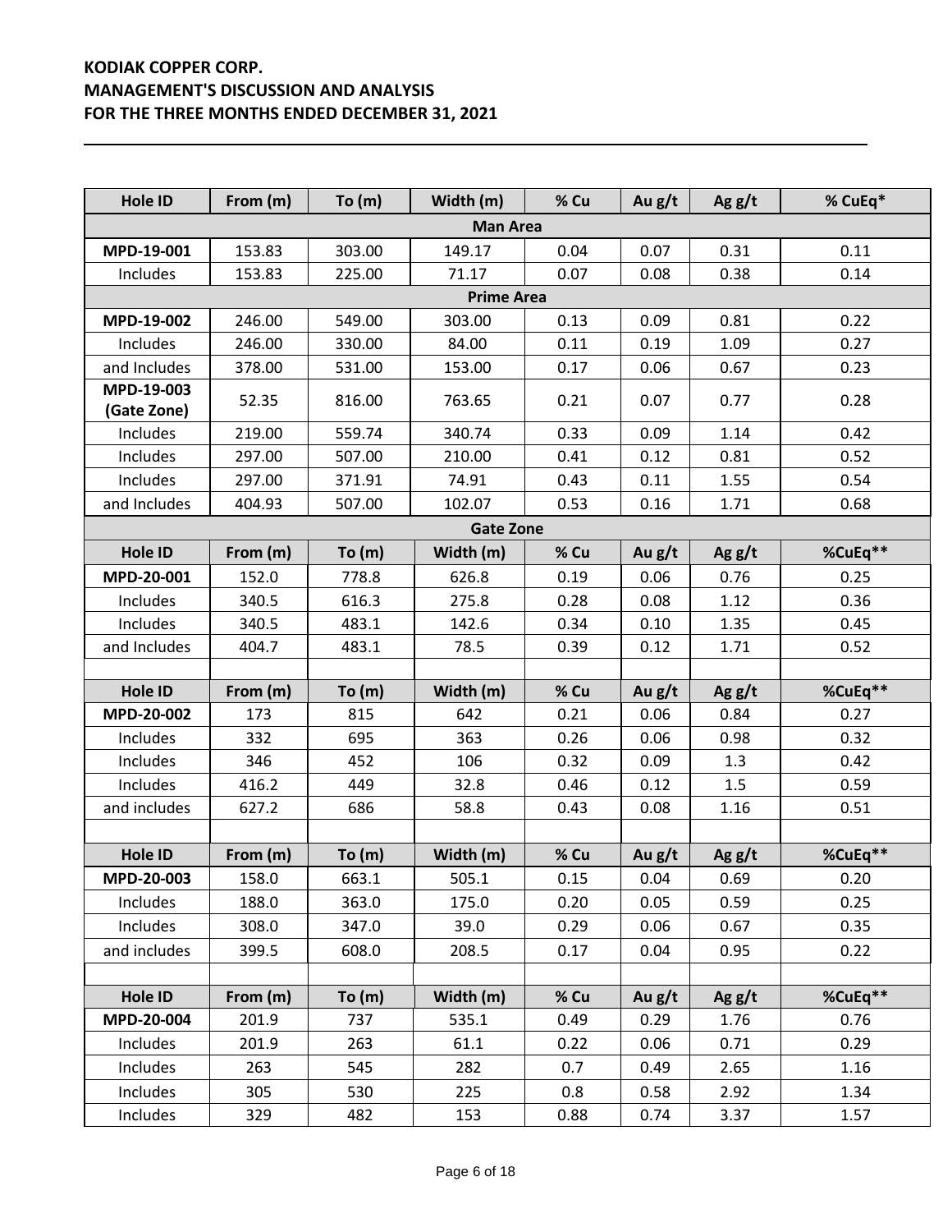| Hole ID | From (m) | To (m) | Width (m) | % Cu | Au g/t | Ag g/t | % CuEq* |
|---|---|---|---|---|---|---|---|
| **Man Area** | | | | | | | |
| **MPD-19-001** | 153.83 | 303.00 | 149.17 | 0.04 | 0.07 | 0.31 | 0.11 |
| Includes | 153.83 | 225.00 | 71.17 | 0.07 | 0.08 | 0.38 | 0.14 |
| **Prime Area** | | | | | | | |
| **MPD-19-002** | 246.00 | 549.00 | 303.00 | 0.13 | 0.09 | 0.81 | 0.22 |
| Includes | 246.00 | 330.00 | 84.00 | 0.11 | 0.19 | 1.09 | 0.27 |
| and Includes | 378.00 | 531.00 | 153.00 | 0.17 | 0.06 | 0.67 | 0.23 |
| **MPD-19-003 (Gate Zone)** | 52.35 | 816.00 | 763.65 | 0.21 | 0.07 | 0.77 | 0.28 |
| Includes | 219.00 | 559.74 | 340.74 | 0.33 | 0.09 | 1.14 | 0.42 |
| Includes | 297.00 | 507.00 | 210.00 | 0.41 | 0.12 | 0.81 | 0.52 |
| Includes | 297.00 | 371.91 | 74.91 | 0.43 | 0.11 | 1.55 | 0.54 |
| and Includes | 404.93 | 507.00 | 102.07 | 0.53 | 0.16 | 1.71 | 0.68 |
| **Gate Zone** | | | | | | | |
| **Hole ID** | **From (m)** | **To (m)** | **Width (m)** | **% Cu** | **Au g/t** | **Ag g/t** | **%CuEq**** |
| **MPD-20-001** | 152.0 | 778.8 | 626.8 | 0.19 | 0.06 | 0.76 | 0.25 |
| Includes | 340.5 | 616.3 | 275.8 | 0.28 | 0.08 | 1.12 | 0.36 |
| Includes | 340.5 | 483.1 | 142.6 | 0.34 | 0.10 | 1.35 | 0.45 |
| and Includes | 404.7 | 483.1 | 78.5 | 0.39 | 0.12 | 1.71 | 0.52 |
| | | | | | | | |
| **Hole ID** | **From (m)** | **To (m)** | **Width (m)** | **% Cu** | **Au g/t** | **Ag g/t** | **%CuEq**** |
| **MPD-20-002** | 173 | 815 | 642 | 0.21 | 0.06 | 0.84 | 0.27 |
| Includes | 332 | 695 | 363 | 0.26 | 0.06 | 0.98 | 0.32 |
| Includes | 346 | 452 | 106 | 0.32 | 0.09 | 1.3 | 0.42 |
| Includes | 416.2 | 449 | 32.8 | 0.46 | 0.12 | 1.5 | 0.59 |
| and includes | 627.2 | 686 | 58.8 | 0.43 | 0.08 | 1.16 | 0.51 |
| | | | | | | | |
| **Hole ID** | **From (m)** | **To (m)** | **Width (m)** | **% Cu** | **Au g/t** | **Ag g/t** | **%CuEq**** |
| **MPD-20-003** | 158.0 | 663.1 | 505.1 | 0.15 | 0.04 | 0.69 | 0.20 |
| Includes | 188.0 | 363.0 | 175.0 | 0.20 | 0.05 | 0.59 | 0.25 |
| Includes | 308.0 | 347.0 | 39.0 | 0.29 | 0.06 | 0.67 | 0.35 |
| and includes | 399.5 | 608.0 | 208.5 | 0.17 | 0.04 | 0.95 | 0.22 |
| | | | | | | | |
| **Hole ID** | **From (m)** | **To (m)** | **Width (m)** | **% Cu** | **Au g/t** | **Ag g/t** | **%CuEq**** |
| **MPD-20-004** | 201.9 | 737 | 535.1 | 0.49 | 0.29 | 1.76 | 0.76 |
| Includes | 201.9 | 263 | 61.1 | 0.22 | 0.06 | 0.71 | 0.29 |
| Includes | 263 | 545 | 282 | 0.7 | 0.49 | 2.65 | 1.16 |
| Includes | 305 | 530 | 225 | 0.8 | 0.58 | 2.92 | 1.34 |
| Includes | 329 | 482 | 153 | 0.88 | 0.74 | 3.37 | 1.57 |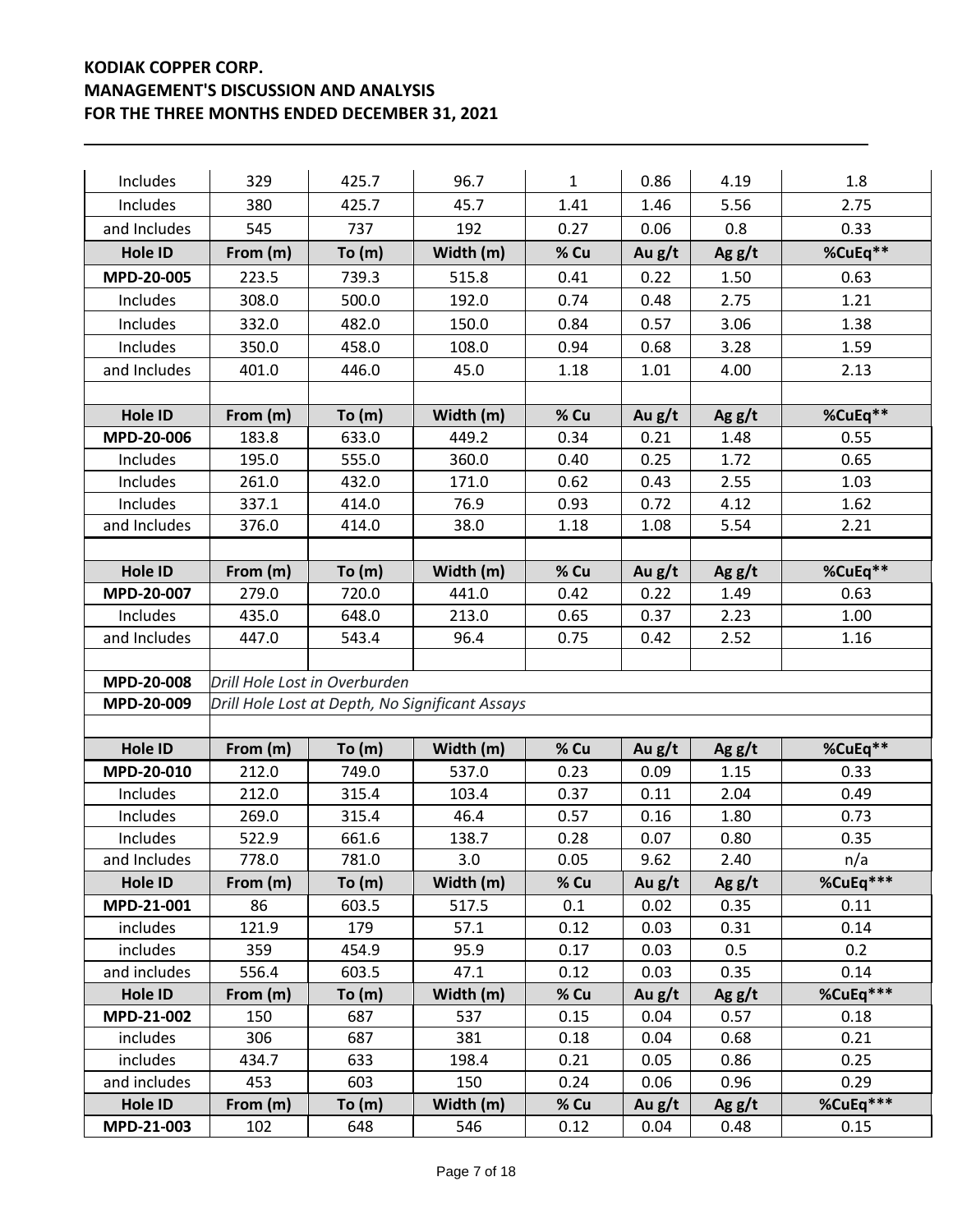| | | | | | | | |
|---|---|---|---|---|---|---|---|
| Includes | 329 | 425.7 | 96.7 | 1 | 0.86 | 4.19 | 1.8 |
| Includes | 380 | 425.7 | 45.7 | 1.41 | 1.46 | 5.56 | 2.75 |
| and Includes | 545 | 737 | 192 | 0.27 | 0.06 | 0.8 | 0.33 |
| **Hole ID** | **From (m)** | **To (m)** | **Width (m)** | **% Cu** | **Au g/t** | **Ag g/t** | **%CuEq**** |
| **MPD-20-005** | 223.5 | 739.3 | 515.8 | 0.41 | 0.22 | 1.50 | 0.63 |
| Includes | 308.0 | 500.0 | 192.0 | 0.74 | 0.48 | 2.75 | 1.21 |
| Includes | 332.0 | 482.0 | 150.0 | 0.84 | 0.57 | 3.06 | 1.38 |
| Includes | 350.0 | 458.0 | 108.0 | 0.94 | 0.68 | 3.28 | 1.59 |
| and Includes | 401.0 | 446.0 | 45.0 | 1.18 | 1.01 | 4.00 | 2.13 |
| | | | | | | | |
| **Hole ID** | **From (m)** | **To (m)** | **Width (m)** | **% Cu** | **Au g/t** | **Ag g/t** | **%CuEq**** |
| **MPD-20-006** | 183.8 | 633.0 | 449.2 | 0.34 | 0.21 | 1.48 | 0.55 |
| Includes | 195.0 | 555.0 | 360.0 | 0.40 | 0.25 | 1.72 | 0.65 |
| Includes | 261.0 | 432.0 | 171.0 | 0.62 | 0.43 | 2.55 | 1.03 |
| Includes | 337.1 | 414.0 | 76.9 | 0.93 | 0.72 | 4.12 | 1.62 |
| and Includes | 376.0 | 414.0 | 38.0 | 1.18 | 1.08 | 5.54 | 2.21 |
| | | | | | | | |
| **Hole ID** | **From (m)** | **To (m)** | **Width (m)** | **% Cu** | **Au g/t** | **Ag g/t** | **%CuEq**** |
| **MPD-20-007** | 279.0 | 720.0 | 441.0 | 0.42 | 0.22 | 1.49 | 0.63 |
| Includes | 435.0 | 648.0 | 213.0 | 0.65 | 0.37 | 2.23 | 1.00 |
| and Includes | 447.0 | 543.4 | 96.4 | 0.75 | 0.42 | 2.52 | 1.16 |
| | | | | | | | |
| **MPD-20-008** | *Drill Hole Lost in Overburden* | | | | | | |
| **MPD-20-009** | *Drill Hole Lost at Depth, No Significant Assays* | | | | | | |
| | | | | | | | |
| **Hole ID** | **From (m)** | **To (m)** | **Width (m)** | **% Cu** | **Au g/t** | **Ag g/t** | **%CuEq**** |
| **MPD-20-010** | 212.0 | 749.0 | 537.0 | 0.23 | 0.09 | 1.15 | 0.33 |
| Includes | 212.0 | 315.4 | 103.4 | 0.37 | 0.11 | 2.04 | 0.49 |
| Includes | 269.0 | 315.4 | 46.4 | 0.57 | 0.16 | 1.80 | 0.73 |
| Includes | 522.9 | 661.6 | 138.7 | 0.28 | 0.07 | 0.80 | 0.35 |
| and Includes | 778.0 | 781.0 | 3.0 | 0.05 | 9.62 | 2.40 | n/a |
| **Hole ID** | **From (m)** | **To (m)** | **Width (m)** | **% Cu** | **Au g/t** | **Ag g/t** | **%CuEq***** |
| **MPD-21-001** | 86 | 603.5 | 517.5 | 0.1 | 0.02 | 0.35 | 0.11 |
| includes | 121.9 | 179 | 57.1 | 0.12 | 0.03 | 0.31 | 0.14 |
| includes | 359 | 454.9 | 95.9 | 0.17 | 0.03 | 0.5 | 0.2 |
| and includes | 556.4 | 603.5 | 47.1 | 0.12 | 0.03 | 0.35 | 0.14 |
| **Hole ID** | **From (m)** | **To (m)** | **Width (m)** | **% Cu** | **Au g/t** | **Ag g/t** | **%CuEq***** |
| **MPD-21-002** | 150 | 687 | 537 | 0.15 | 0.04 | 0.57 | 0.18 |
| includes | 306 | 687 | 381 | 0.18 | 0.04 | 0.68 | 0.21 |
| includes | 434.7 | 633 | 198.4 | 0.21 | 0.05 | 0.86 | 0.25 |
| and includes | 453 | 603 | 150 | 0.24 | 0.06 | 0.96 | 0.29 |
| **Hole ID** | **From (m)** | **To (m)** | **Width (m)** | **% Cu** | **Au g/t** | **Ag g/t** | **%CuEq***** |
| **MPD-21-003** | 102 | 648 | 546 | 0.12 | 0.04 | 0.48 | 0.15 |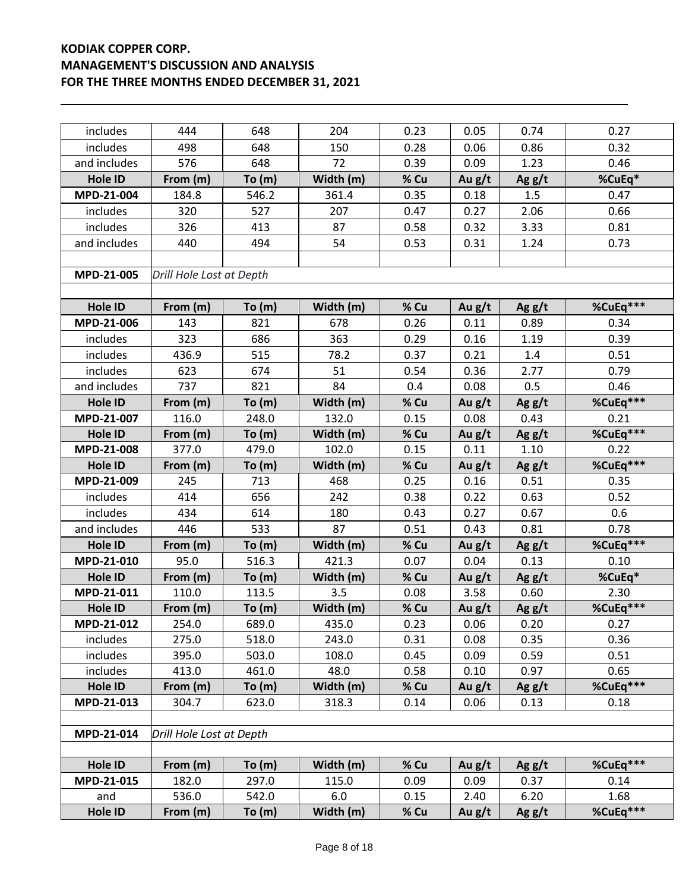| | | | | | | | |
|---|---|---|---|---|---|---|---|
| includes | 444 | 648 | 204 | 0.23 | 0.05 | 0.74 | 0.27 |
| includes | 498 | 648 | 150 | 0.28 | 0.06 | 0.86 | 0.32 |
| and includes | 576 | 648 | 72 | 0.39 | 0.09 | 1.23 | 0.46 |
| **Hole ID** | **From (m)** | **To (m)** | **Width (m)** | **% Cu** | **Au g/t** | **Ag g/t** | **%CuEq*** |
| **MPD-21-004** | 184.8 | 546.2 | 361.4 | 0.35 | 0.18 | 1.5 | 0.47 |
| includes | 320 | 527 | 207 | 0.47 | 0.27 | 2.06 | 0.66 |
| includes | 326 | 413 | 87 | 0.58 | 0.32 | 3.33 | 0.81 |
| and includes | 440 | 494 | 54 | 0.53 | 0.31 | 1.24 | 0.73 |
| | | | | | | | |
| **MPD-21-005** | *Drill Hole Lost at Depth* | | | | | | |
| | | | | | | | |
| **Hole ID** | **From (m)** | **To (m)** | **Width (m)** | **% Cu** | **Au g/t** | **Ag g/t** | **%CuEq***** |
| **MPD-21-006** | 143 | 821 | 678 | 0.26 | 0.11 | 0.89 | 0.34 |
| includes | 323 | 686 | 363 | 0.29 | 0.16 | 1.19 | 0.39 |
| includes | 436.9 | 515 | 78.2 | 0.37 | 0.21 | 1.4 | 0.51 |
| includes | 623 | 674 | 51 | 0.54 | 0.36 | 2.77 | 0.79 |
| and includes | 737 | 821 | 84 | 0.4 | 0.08 | 0.5 | 0.46 |
| **Hole ID** | **From (m)** | **To (m)** | **Width (m)** | **% Cu** | **Au g/t** | **Ag g/t** | **%CuEq***** |
| **MPD-21-007** | 116.0 | 248.0 | 132.0 | 0.15 | 0.08 | 0.43 | 0.21 |
| **Hole ID** | **From (m)** | **To (m)** | **Width (m)** | **% Cu** | **Au g/t** | **Ag g/t** | **%CuEq***** |
| **MPD-21-008** | 377.0 | 479.0 | 102.0 | 0.15 | 0.11 | 1.10 | 0.22 |
| **Hole ID** | **From (m)** | **To (m)** | **Width (m)** | **% Cu** | **Au g/t** | **Ag g/t** | **%CuEq***** |
| **MPD-21-009** | 245 | 713 | 468 | 0.25 | 0.16 | 0.51 | 0.35 |
| includes | 414 | 656 | 242 | 0.38 | 0.22 | 0.63 | 0.52 |
| includes | 434 | 614 | 180 | 0.43 | 0.27 | 0.67 | 0.6 |
| and includes | 446 | 533 | 87 | 0.51 | 0.43 | 0.81 | 0.78 |
| **Hole ID** | **From (m)** | **To (m)** | **Width (m)** | **% Cu** | **Au g/t** | **Ag g/t** | **%CuEq***** |
| **MPD-21-010** | 95.0 | 516.3 | 421.3 | 0.07 | 0.04 | 0.13 | 0.10 |
| **Hole ID** | **From (m)** | **To (m)** | **Width (m)** | **% Cu** | **Au g/t** | **Ag g/t** | **%CuEq*** |
| **MPD-21-011** | 110.0 | 113.5 | 3.5 | 0.08 | 3.58 | 0.60 | 2.30 |
| **Hole ID** | **From (m)** | **To (m)** | **Width (m)** | **% Cu** | **Au g/t** | **Ag g/t** | **%CuEq***** |
| **MPD-21-012** | 254.0 | 689.0 | 435.0 | 0.23 | 0.06 | 0.20 | 0.27 |
| includes | 275.0 | 518.0 | 243.0 | 0.31 | 0.08 | 0.35 | 0.36 |
| includes | 395.0 | 503.0 | 108.0 | 0.45 | 0.09 | 0.59 | 0.51 |
| includes | 413.0 | 461.0 | 48.0 | 0.58 | 0.10 | 0.97 | 0.65 |
| **Hole ID** | **From (m)** | **To (m)** | **Width (m)** | **% Cu** | **Au g/t** | **Ag g/t** | **%CuEq***** |
| **MPD-21-013** | 304.7 | 623.0 | 318.3 | 0.14 | 0.06 | 0.13 | 0.18 |
| | | | | | | | |
| **MPD-21-014** | *Drill Hole Lost at Depth* | | | | | | |
| | | | | | | | |
| **Hole ID** | **From (m)** | **To (m)** | **Width (m)** | **% Cu** | **Au g/t** | **Ag g/t** | **%CuEq***** |
| **MPD-21-015** | 182.0 | 297.0 | 115.0 | 0.09 | 0.09 | 0.37 | 0.14 |
| and | 536.0 | 542.0 | 6.0 | 0.15 | 2.40 | 6.20 | 1.68 |
| **Hole ID** | **From (m)** | **To (m)** | **Width (m)** | **% Cu** | **Au g/t** | **Ag g/t** | **%CuEq***** |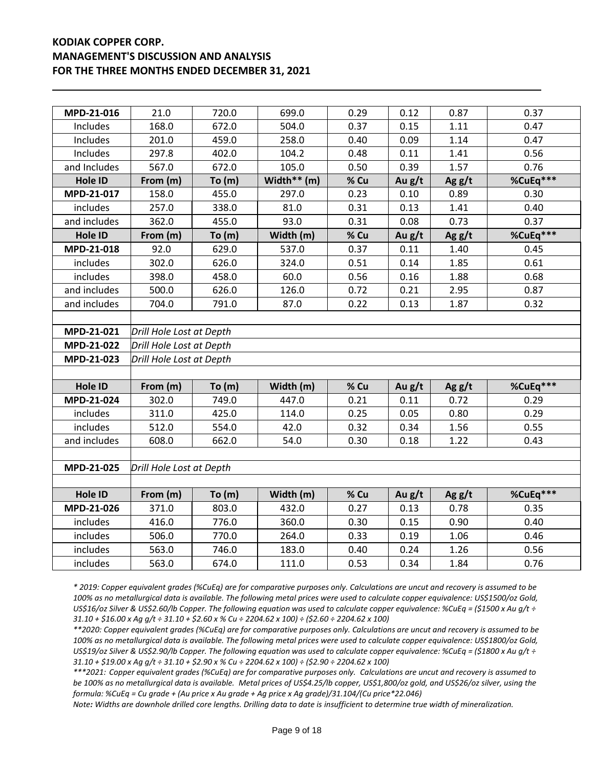| MPD-21-016 | 21.0 | 720.0 | 699.0 | 0.29 | 0.12 | 0.87 | 0.37 |
|---|---|---|---|---|---|---|---|
| Includes | 168.0 | 672.0 | 504.0 | 0.37 | 0.15 | 1.11 | 0.47 |
| Includes | 201.0 | 459.0 | 258.0 | 0.40 | 0.09 | 1.14 | 0.47 |
| Includes | 297.8 | 402.0 | 104.2 | 0.48 | 0.11 | 1.41 | 0.56 |
| and Includes | 567.0 | 672.0 | 105.0 | 0.50 | 0.39 | 1.57 | 0.76 |
| **Hole ID** | **From (m)** | **To (m)** | **Width** (m)** | **% Cu** | **Au g/t** | **Ag g/t** | **%CuEq***** |
| **MPD-21-017** | 158.0 | 455.0 | 297.0 | 0.23 | 0.10 | 0.89 | 0.30 |
| includes | 257.0 | 338.0 | 81.0 | 0.31 | 0.13 | 1.41 | 0.40 |
| and includes | 362.0 | 455.0 | 93.0 | 0.31 | 0.08 | 0.73 | 0.37 |
| **Hole ID** | **From (m)** | **To (m)** | **Width (m)** | **% Cu** | **Au g/t** | **Ag g/t** | **%CuEq***** |
| **MPD-21-018** | 92.0 | 629.0 | 537.0 | 0.37 | 0.11 | 1.40 | 0.45 |
| includes | 302.0 | 626.0 | 324.0 | 0.51 | 0.14 | 1.85 | 0.61 |
| includes | 398.0 | 458.0 | 60.0 | 0.56 | 0.16 | 1.88 | 0.68 |
| and includes | 500.0 | 626.0 | 126.0 | 0.72 | 0.21 | 2.95 | 0.87 |
| and includes | 704.0 | 791.0 | 87.0 | 0.22 | 0.13 | 1.87 | 0.32 |
| | | | | | | | |
| **MPD-21-021** | *Drill Hole Lost at Depth* | | | | | | |
| **MPD-21-022** | *Drill Hole Lost at Depth* | | | | | | |
| **MPD-21-023** | *Drill Hole Lost at Depth* | | | | | | |
| | | | | | | | |
| **Hole ID** | **From (m)** | **To (m)** | **Width (m)** | **% Cu** | **Au g/t** | **Ag g/t** | **%CuEq***** |
| **MPD-21-024** | 302.0 | 749.0 | 447.0 | 0.21 | 0.11 | 0.72 | 0.29 |
| includes | 311.0 | 425.0 | 114.0 | 0.25 | 0.05 | 0.80 | 0.29 |
| includes | 512.0 | 554.0 | 42.0 | 0.32 | 0.34 | 1.56 | 0.55 |
| and includes | 608.0 | 662.0 | 54.0 | 0.30 | 0.18 | 1.22 | 0.43 |
| | | | | | | | |
| **MPD-21-025** | *Drill Hole Lost at Depth* | | | | | | |
| | | | | | | | |
| **Hole ID** | **From (m)** | **To (m)** | **Width (m)** | **% Cu** | **Au g/t** | **Ag g/t** | **%CuEq***** |
| **MPD-21-026** | 371.0 | 803.0 | 432.0 | 0.27 | 0.13 | 0.78 | 0.35 |
| includes | 416.0 | 776.0 | 360.0 | 0.30 | 0.15 | 0.90 | 0.40 |
| includes | 506.0 | 770.0 | 264.0 | 0.33 | 0.19 | 1.06 | 0.46 |
| includes | 563.0 | 746.0 | 183.0 | 0.40 | 0.24 | 1.26 | 0.56 |
| includes | 563.0 | 674.0 | 111.0 | 0.53 | 0.34 | 1.84 | 0.76 |

*\* 2019: Copper equivalent grades (%CuEq) are for comparative purposes only. Calculations are uncut and recovery is assumed to be 100% as no metallurgical data is available. The following metal prices were used to calculate copper equivalence: US$1500/oz Gold, US$16/oz Silver & US$2.60/lb Copper. The following equation was used to calculate copper equivalence: %CuEq = ($1500 x Au g/t ÷ 31.10 + $16.00 x Ag g/t ÷ 31.10 + $2.60 x % Cu ÷ 2204.62 x 100) ÷ ($2.60 ÷ 2204.62 x 100)*

*\*\*2020: Copper equivalent grades (%CuEq) are for comparative purposes only. Calculations are uncut and recovery is assumed to be 100% as no metallurgical data is available. The following metal prices were used to calculate copper equivalence: US$1800/oz Gold, US$19/oz Silver & US$2.90/lb Copper. The following equation was used to calculate copper equivalence: %CuEq = ($1800 x Au g/t ÷ 31.10 + $19.00 x Ag g/t ÷ 31.10 + $2.90 x % Cu ÷ 2204.62 x 100) ÷ ($2.90 ÷ 2204.62 x 100)*

*\*\*\*2021: Copper equivalent grades (%CuEq) are for comparative purposes only. Calculations are uncut and recovery is assumed to be 100% as no metallurgical data is available. Metal prices of US$4.25/lb copper, US$1,800/oz gold, and US$26/oz silver, using the formula: %CuEq = Cu grade + (Au price x Au grade + Ag price x Ag grade)/31.104/(Cu price\*22.046)*

*Note: Widths are downhole drilled core lengths. Drilling data to date is insufficient to determine true width of mineralization.*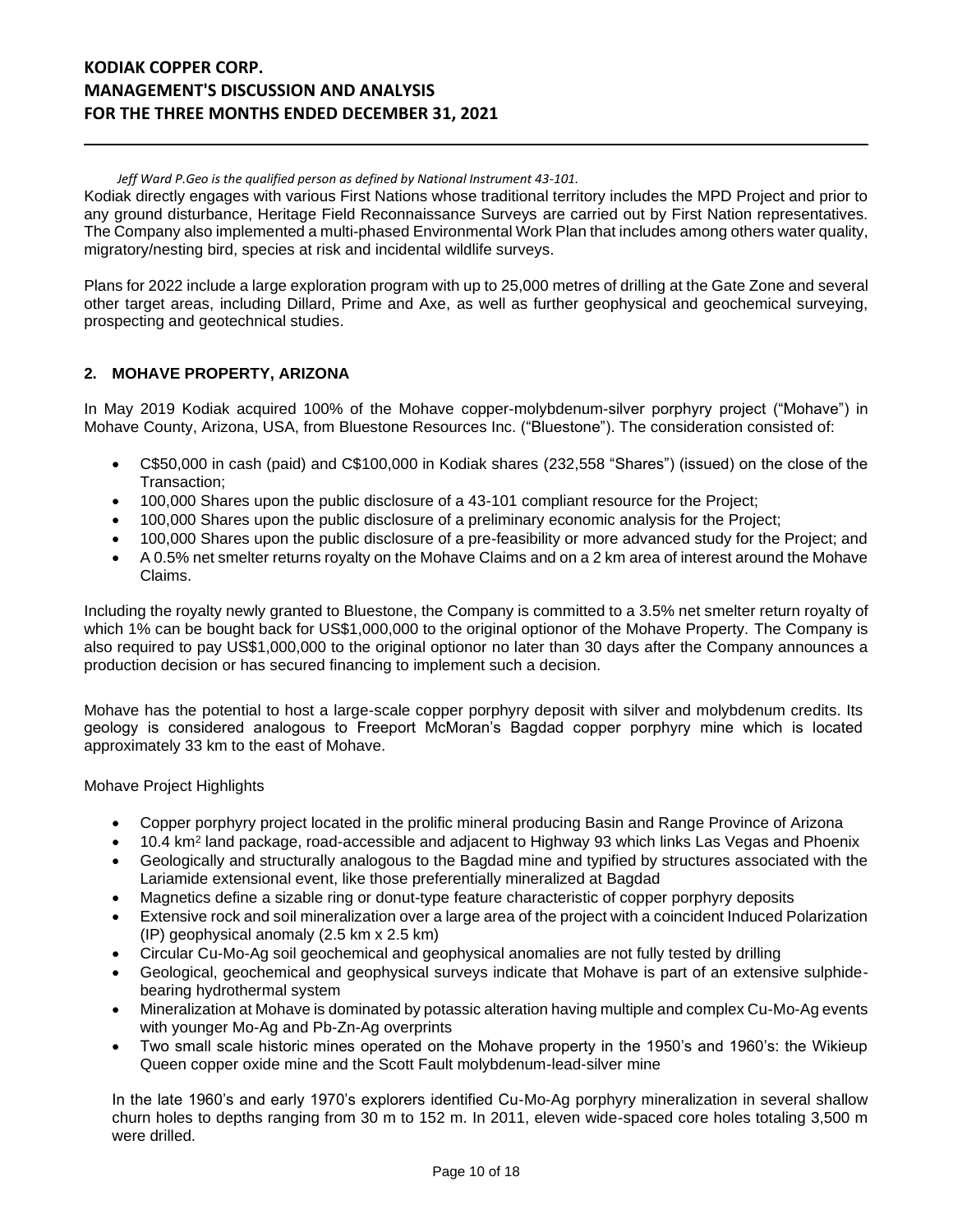*Jeff Ward P.Geo is the qualified person as defined by National Instrument 43-101.*

Kodiak directly engages with various First Nations whose traditional territory includes the MPD Project and prior to any ground disturbance, Heritage Field Reconnaissance Surveys are carried out by First Nation representatives. The Company also implemented a multi-phased Environmental Work Plan that includes among others water quality, migratory/nesting bird, species at risk and incidental wildlife surveys.

Plans for 2022 include a large exploration program with up to 25,000 metres of drilling at the Gate Zone and several other target areas, including Dillard, Prime and Axe, as well as further geophysical and geochemical surveying, prospecting and geotechnical studies.

## 2. MOHAVE PROPERTY, ARIZONA

In May 2019 Kodiak acquired 100% of the Mohave copper-molybdenum-silver porphyry project ("Mohave") in Mohave County, Arizona, USA, from Bluestone Resources Inc. ("Bluestone"). The consideration consisted of:

- C$50,000 in cash (paid) and C$100,000 in Kodiak shares (232,558 "Shares") (issued) on the close of the Transaction;
- 100,000 Shares upon the public disclosure of a 43-101 compliant resource for the Project;
- 100,000 Shares upon the public disclosure of a preliminary economic analysis for the Project;
- 100,000 Shares upon the public disclosure of a pre-feasibility or more advanced study for the Project; and
- A 0.5% net smelter returns royalty on the Mohave Claims and on a 2 km area of interest around the Mohave Claims.

Including the royalty newly granted to Bluestone, the Company is committed to a 3.5% net smelter return royalty of which 1% can be bought back for US$1,000,000 to the original optionor of the Mohave Property. The Company is also required to pay US$1,000,000 to the original optionor no later than 30 days after the Company announces a production decision or has secured financing to implement such a decision.

Mohave has the potential to host a large-scale copper porphyry deposit with silver and molybdenum credits. Its geology is considered analogous to Freeport McMoran's Bagdad copper porphyry mine which is located approximately 33 km to the east of Mohave.

Mohave Project Highlights

- Copper porphyry project located in the prolific mineral producing Basin and Range Province of Arizona
- 10.4 $km^2$ land package, road-accessible and adjacent to Highway 93 which links Las Vegas and Phoenix
- Geologically and structurally analogous to the Bagdad mine and typified by structures associated with the Lariamide extensional event, like those preferentially mineralized at Bagdad
- Magnetics define a sizable ring or donut-type feature characteristic of copper porphyry deposits
- Extensive rock and soil mineralization over a large area of the project with a coincident Induced Polarization (IP) geophysical anomaly (2.5 km x 2.5 km)
- Circular Cu-Mo-Ag soil geochemical and geophysical anomalies are not fully tested by drilling
- Geological, geochemical and geophysical surveys indicate that Mohave is part of an extensive sulphide-bearing hydrothermal system
- Mineralization at Mohave is dominated by potassic alteration having multiple and complex Cu-Mo-Ag events with younger Mo-Ag and Pb-Zn-Ag overprints
- Two small scale historic mines operated on the Mohave property in the 1950's and 1960's: the Wikieup Queen copper oxide mine and the Scott Fault molybdenum-lead-silver mine

In the late 1960's and early 1970's explorers identified Cu-Mo-Ag porphyry mineralization in several shallow churn holes to depths ranging from 30 m to 152 m. In 2011, eleven wide-spaced core holes totaling 3,500 m were drilled.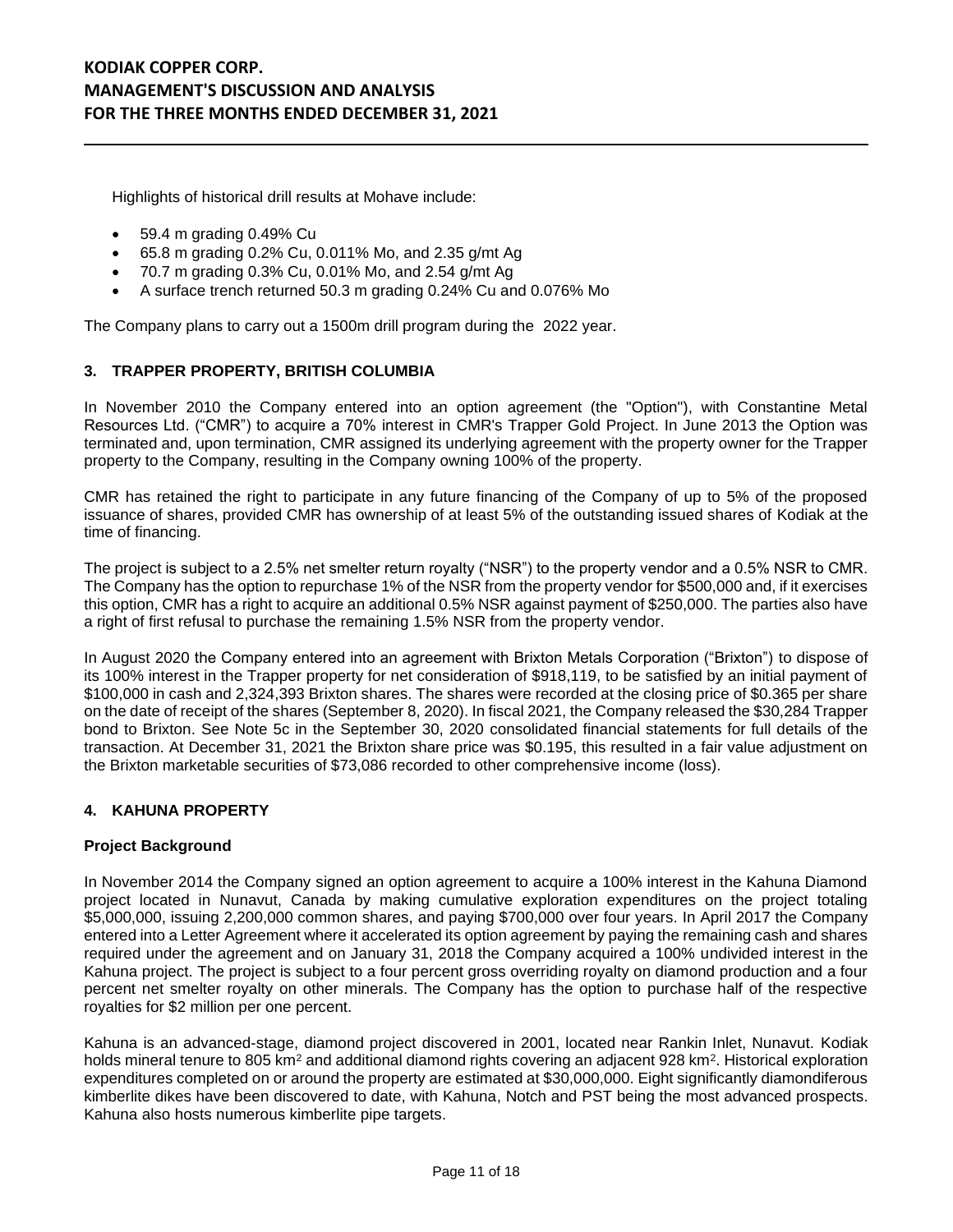Highlights of historical drill results at Mohave include:

- 59.4 m grading 0.49% Cu
- 65.8 m grading 0.2% Cu, 0.011% Mo, and 2.35 g/mt Ag
- 70.7 m grading 0.3% Cu, 0.01% Mo, and 2.54 g/mt Ag
- A surface trench returned 50.3 m grading 0.24% Cu and 0.076% Mo

The Company plans to carry out a 1500m drill program during the 2022 year.

## 3. TRAPPER PROPERTY, BRITISH COLUMBIA

In November 2010 the Company entered into an option agreement (the "Option"), with Constantine Metal Resources Ltd. ("CMR") to acquire a 70% interest in CMR's Trapper Gold Project. In June 2013 the Option was terminated and, upon termination, CMR assigned its underlying agreement with the property owner for the Trapper property to the Company, resulting in the Company owning 100% of the property.

CMR has retained the right to participate in any future financing of the Company of up to 5% of the proposed issuance of shares, provided CMR has ownership of at least 5% of the outstanding issued shares of Kodiak at the time of financing.

The project is subject to a 2.5% net smelter return royalty ("NSR") to the property vendor and a 0.5% NSR to CMR. The Company has the option to repurchase 1% of the NSR from the property vendor for $500,000 and, if it exercises this option, CMR has a right to acquire an additional 0.5% NSR against payment of $250,000. The parties also have a right of first refusal to purchase the remaining 1.5% NSR from the property vendor.

In August 2020 the Company entered into an agreement with Brixton Metals Corporation ("Brixton") to dispose of its 100% interest in the Trapper property for net consideration of $918,119, to be satisfied by an initial payment of $100,000 in cash and 2,324,393 Brixton shares. The shares were recorded at the closing price of $0.365 per share on the date of receipt of the shares (September 8, 2020). In fiscal 2021, the Company released the $30,284 Trapper bond to Brixton. See Note 5c in the September 30, 2020 consolidated financial statements for full details of the transaction. At December 31, 2021 the Brixton share price was $0.195, this resulted in a fair value adjustment on the Brixton marketable securities of $73,086 recorded to other comprehensive income (loss).

## 4. KAHUNA PROPERTY

### Project Background

In November 2014 the Company signed an option agreement to acquire a 100% interest in the Kahuna Diamond project located in Nunavut, Canada by making cumulative exploration expenditures on the project totaling $5,000,000, issuing 2,200,000 common shares, and paying $700,000 over four years. In April 2017 the Company entered into a Letter Agreement where it accelerated its option agreement by paying the remaining cash and shares required under the agreement and on January 31, 2018 the Company acquired a 100% undivided interest in the Kahuna project. The project is subject to a four percent gross overriding royalty on diamond production and a four percent net smelter royalty on other minerals. The Company has the option to purchase half of the respective royalties for $2 million per one percent.

Kahuna is an advanced-stage, diamond project discovered in 2001, located near Rankin Inlet, Nunavut. Kodiak holds mineral tenure to 805 km$^2$ and additional diamond rights covering an adjacent 928 km$^2$. Historical exploration expenditures completed on or around the property are estimated at $30,000,000. Eight significantly diamondiferous kimberlite dikes have been discovered to date, with Kahuna, Notch and PST being the most advanced prospects. Kahuna also hosts numerous kimberlite pipe targets.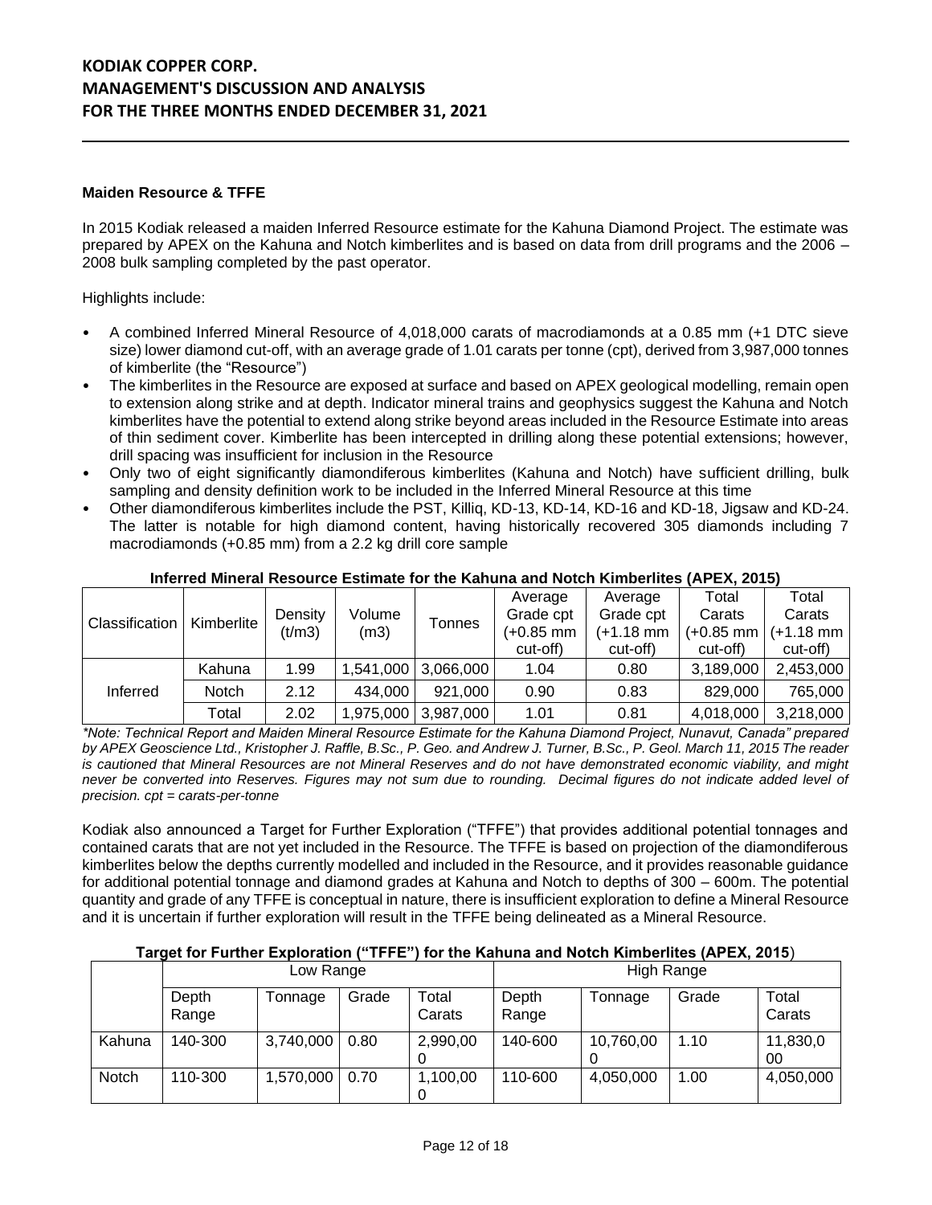### Maiden Resource & TFFE

In 2015 Kodiak released a maiden Inferred Resource estimate for the Kahuna Diamond Project. The estimate was prepared by APEX on the Kahuna and Notch kimberlites and is based on data from drill programs and the 2006 – 2008 bulk sampling completed by the past operator.

Highlights include:

- A combined Inferred Mineral Resource of 4,018,000 carats of macrodiamonds at a 0.85 mm (+1 DTC sieve size) lower diamond cut-off, with an average grade of 1.01 carats per tonne (cpt), derived from 3,987,000 tonnes of kimberlite (the "Resource")
- The kimberlites in the Resource are exposed at surface and based on APEX geological modelling, remain open to extension along strike and at depth. Indicator mineral trains and geophysics suggest the Kahuna and Notch kimberlites have the potential to extend along strike beyond areas included in the Resource Estimate into areas of thin sediment cover. Kimberlite has been intercepted in drilling along these potential extensions; however, drill spacing was insufficient for inclusion in the Resource
- Only two of eight significantly diamondiferous kimberlites (Kahuna and Notch) have sufficient drilling, bulk sampling and density definition work to be included in the Inferred Mineral Resource at this time
- Other diamondiferous kimberlites include the PST, Killiq, KD-13, KD-14, KD-16 and KD-18, Jigsaw and KD-24. The latter is notable for high diamond content, having historically recovered 305 diamonds including 7 macrodiamonds (+0.85 mm) from a 2.2 kg drill core sample

**Inferred Mineral Resource Estimate for the Kahuna and Notch Kimberlites (APEX, 2015)**

| Classification | Kimberlite | Density (t/m3) | Volume (m3) | Tonnes | Average Grade cpt (+0.85 mm cut-off) | Average Grade cpt (+1.18 mm cut-off) | Total Carats (+0.85 mm cut-off) | Total Carats (+1.18 mm cut-off) |
|---|---|---|---|---|---|---|---|---|
| Inferred | Kahuna | 1.99 | 1,541,000 | 3,066,000 | 1.04 | 0.80 | 3,189,000 | 2,453,000 |
| | Notch | 2.12 | 434,000 | 921,000 | 0.90 | 0.83 | 829,000 | 765,000 |
| | Total | 2.02 | 1,975,000 | 3,987,000 | 1.01 | 0.81 | 4,018,000 | 3,218,000 |

*\*Note: Technical Report and Maiden Mineral Resource Estimate for the Kahuna Diamond Project, Nunavut, Canada" prepared by APEX Geoscience Ltd., Kristopher J. Raffle, B.Sc., P. Geo. and Andrew J. Turner, B.Sc., P. Geol. March 11, 2015 The reader is cautioned that Mineral Resources are not Mineral Reserves and do not have demonstrated economic viability, and might never be converted into Reserves. Figures may not sum due to rounding. Decimal figures do not indicate added level of precision. cpt = carats-per-tonne*

Kodiak also announced a Target for Further Exploration ("TFFE") that provides additional potential tonnages and contained carats that are not yet included in the Resource. The TFFE is based on projection of the diamondiferous kimberlites below the depths currently modelled and included in the Resource, and it provides reasonable guidance for additional potential tonnage and diamond grades at Kahuna and Notch to depths of 300 – 600m. The potential quantity and grade of any TFFE is conceptual in nature, there is insufficient exploration to define a Mineral Resource and it is uncertain if further exploration will result in the TFFE being delineated as a Mineral Resource.

**Target for Further Exploration ("TFFE") for the Kahuna and Notch Kimberlites (APEX, 2015)**

| | Low Range | | | | High Range | | | |
|---|---|---|---|---|---|---|---|---|
| | Depth Range | Tonnage | Grade | Total Carats | Depth Range | Tonnage | Grade | Total Carats |
| Kahuna | 140-300 | 3,740,000 | 0.80 | 2,990,000 | 140-600 | 10,760,000 | 1.10 | 11,830,000 |
| Notch | 110-300 | 1,570,000 | 0.70 | 1,100,000 | 110-600 | 4,050,000 | 1.00 | 4,050,000 |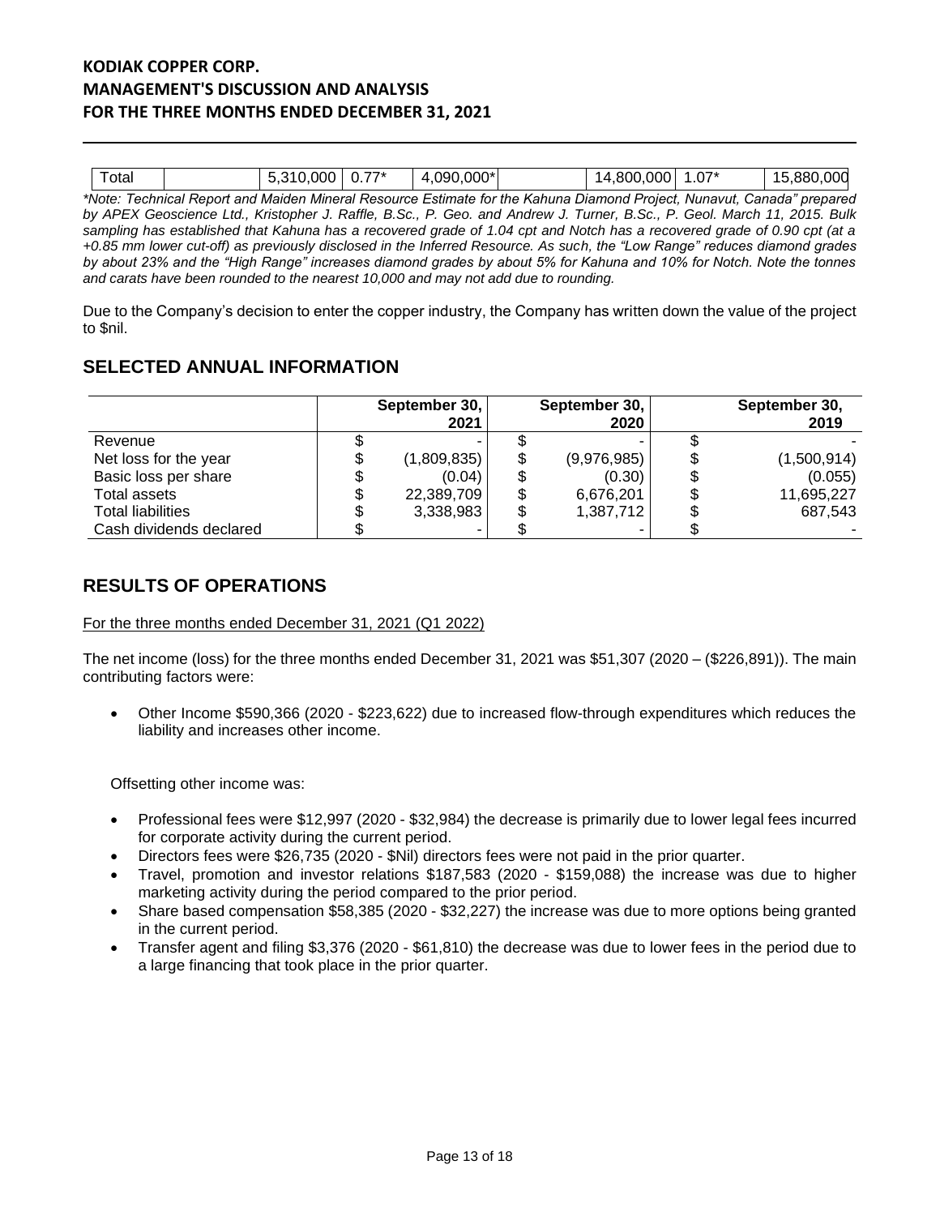| Total | | 5,310,000 | 0.77* | 4,090,000* | | 14,800,000 | 1.07* | 15,880,000 |
|---|---|---|---|---|---|---|---|---|

*\*Note: Technical Report and Maiden Mineral Resource Estimate for the Kahuna Diamond Project, Nunavut, Canada" prepared by APEX Geoscience Ltd., Kristopher J. Raffle, B.Sc., P. Geo. and Andrew J. Turner, B.Sc., P. Geol. March 11, 2015. Bulk sampling has established that Kahuna has a recovered grade of 1.04 cpt and Notch has a recovered grade of 0.90 cpt (at a +0.85 mm lower cut-off) as previously disclosed in the Inferred Resource. As such, the "Low Range" reduces diamond grades by about 23% and the "High Range" increases diamond grades by about 5% for Kahuna and 10% for Notch. Note the tonnes and carats have been rounded to the nearest 10,000 and may not add due to rounding.*

Due to the Company's decision to enter the copper industry, the Company has written down the value of the project to $nil.

## SELECTED ANNUAL INFORMATION

| | September 30, 2021 | September 30, 2020 | September 30, 2019 |
|---|---|---|---|
| Revenue | $ - | $ - | $ - |
| Net loss for the year | $ (1,809,835) | $ (9,976,985) | $ (1,500,914) |
| Basic loss per share | $ (0.04) | $ (0.30) | $ (0.055) |
| Total assets | $ 22,389,709 | $ 6,676,201 | $ 11,695,227 |
| Total liabilities | $ 3,338,983 | $ 1,387,712 | $ 687,543 |
| Cash dividends declared | $ - | $ - | $ - |

## RESULTS OF OPERATIONS

For the three months ended December 31, 2021 (Q1 2022)

The net income (loss) for the three months ended December 31, 2021 was $51,307 (2020 – ($226,891)). The main contributing factors were:

- Other Income $590,366 (2020 - $223,622) due to increased flow-through expenditures which reduces the liability and increases other income.

Offsetting other income was:

- Professional fees were $12,997 (2020 - $32,984) the decrease is primarily due to lower legal fees incurred for corporate activity during the current period.
- Directors fees were $26,735 (2020 - $Nil) directors fees were not paid in the prior quarter.
- Travel, promotion and investor relations $187,583 (2020 - $159,088) the increase was due to higher marketing activity during the period compared to the prior period.
- Share based compensation $58,385 (2020 - $32,227) the increase was due to more options being granted in the current period.
- Transfer agent and filing $3,376 (2020 - $61,810) the decrease was due to lower fees in the period due to a large financing that took place in the prior quarter.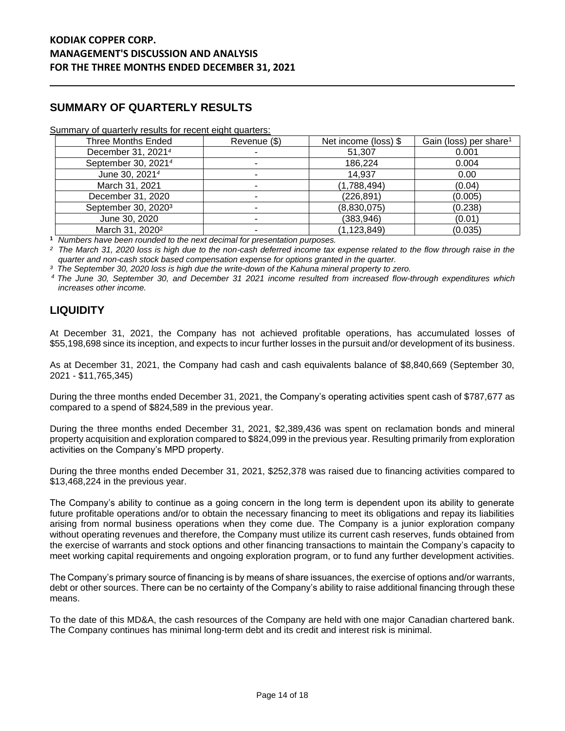## SUMMARY OF QUARTERLY RESULTS

Summary of quarterly results for recent eight quarters:

| Three Months Ended | Revenue ($) | Net income (loss) $ | Gain (loss) per share[1] |
|---|---|---|---|
| December 31, 2021[4] | - | 51,307 | 0.001 |
| September 30, 2021[4] | - | 186,224 | 0.004 |
| June 30, 2021[4] | - | 14,937 | 0.00 |
| March 31, 2021 | - | (1,788,494) | (0.04) |
| December 31, 2020 | - | (226,891) | (0.005) |
| September 30, 2020[3] | - | (8,830,075) | (0.238) |
| June 30, 2020 | - | (383,946) | (0.01) |
| March 31, 2020[2] | - | (1,123,849) | (0.035) |

[1] *Numbers have been rounded to the next decimal for presentation purposes.*

[2] *The March 31, 2020 loss is high due to the non-cash deferred income tax expense related to the flow through raise in the quarter and non-cash stock based compensation expense for options granted in the quarter.*

[3] *The September 30, 2020 loss is high due the write-down of the Kahuna mineral property to zero.*

[4] *The June 30, September 30, and December 31 2021 income resulted from increased flow-through expenditures which increases other income.*

## LIQUIDITY

At December 31, 2021, the Company has not achieved profitable operations, has accumulated losses of $55,198,698 since its inception, and expects to incur further losses in the pursuit and/or development of its business.

As at December 31, 2021, the Company had cash and cash equivalents balance of $8,840,669 (September 30, 2021 - $11,765,345)

During the three months ended December 31, 2021, the Company's operating activities spent cash of $787,677 as compared to a spend of $824,589 in the previous year.

During the three months ended December 31, 2021, $2,389,436 was spent on reclamation bonds and mineral property acquisition and exploration compared to $824,099 in the previous year. Resulting primarily from exploration activities on the Company's MPD property.

During the three months ended December 31, 2021, $252,378 was raised due to financing activities compared to $13,468,224 in the previous year.

The Company's ability to continue as a going concern in the long term is dependent upon its ability to generate future profitable operations and/or to obtain the necessary financing to meet its obligations and repay its liabilities arising from normal business operations when they come due. The Company is a junior exploration company without operating revenues and therefore, the Company must utilize its current cash reserves, funds obtained from the exercise of warrants and stock options and other financing transactions to maintain the Company's capacity to meet working capital requirements and ongoing exploration program, or to fund any further development activities.

The Company's primary source of financing is by means of share issuances, the exercise of options and/or warrants, debt or other sources. There can be no certainty of the Company's ability to raise additional financing through these means.

To the date of this MD&A, the cash resources of the Company are held with one major Canadian chartered bank. The Company continues has minimal long-term debt and its credit and interest risk is minimal.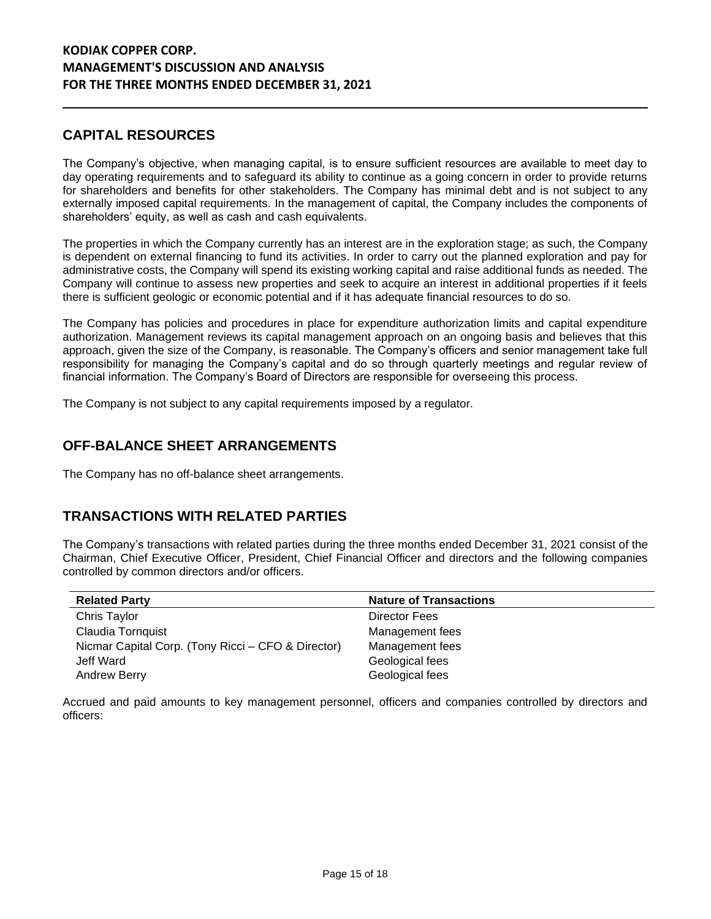## CAPITAL RESOURCES

The Company's objective, when managing capital, is to ensure sufficient resources are available to meet day to day operating requirements and to safeguard its ability to continue as a going concern in order to provide returns for shareholders and benefits for other stakeholders. The Company has minimal debt and is not subject to any externally imposed capital requirements. In the management of capital, the Company includes the components of shareholders' equity, as well as cash and cash equivalents.

The properties in which the Company currently has an interest are in the exploration stage; as such, the Company is dependent on external financing to fund its activities. In order to carry out the planned exploration and pay for administrative costs, the Company will spend its existing working capital and raise additional funds as needed. The Company will continue to assess new properties and seek to acquire an interest in additional properties if it feels there is sufficient geologic or economic potential and if it has adequate financial resources to do so.

The Company has policies and procedures in place for expenditure authorization limits and capital expenditure authorization. Management reviews its capital management approach on an ongoing basis and believes that this approach, given the size of the Company, is reasonable. The Company's officers and senior management take full responsibility for managing the Company's capital and do so through quarterly meetings and regular review of financial information. The Company's Board of Directors are responsible for overseeing this process.

The Company is not subject to any capital requirements imposed by a regulator.

## OFF-BALANCE SHEET ARRANGEMENTS

The Company has no off-balance sheet arrangements.

## TRANSACTIONS WITH RELATED PARTIES

The Company's transactions with related parties during the three months ended December 31, 2021 consist of the Chairman, Chief Executive Officer, President, Chief Financial Officer and directors and the following companies controlled by common directors and/or officers.

| Related Party | Nature of Transactions |
|---|---|
| Chris Taylor | Director Fees |
| Claudia Tornquist | Management fees |
| Nicmar Capital Corp. (Tony Ricci – CFO & Director) | Management fees |
| Jeff Ward | Geological fees |
| Andrew Berry | Geological fees |

Accrued and paid amounts to key management personnel, officers and companies controlled by directors and officers: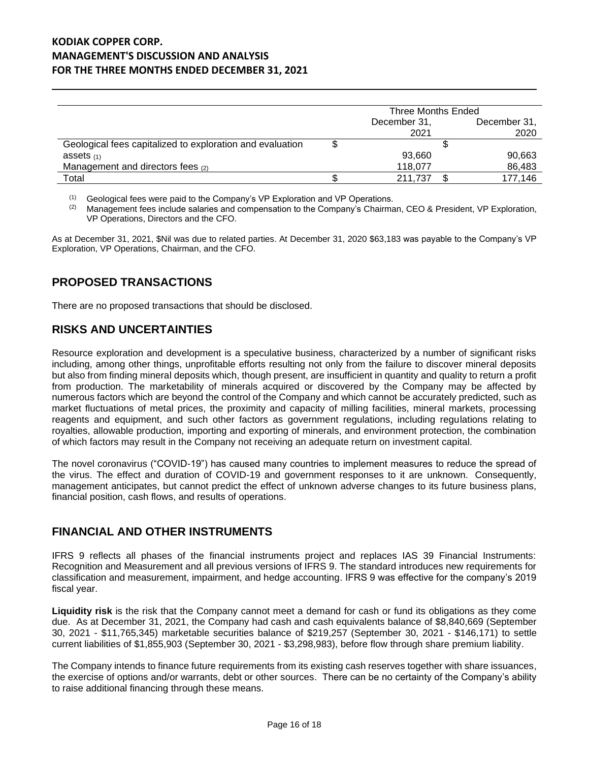| | Three Months Ended | |
|---|---|---|
| | December 31, 2021 | December 31, 2020 |
| Geological fees capitalized to exploration and evaluation assets (1) | $ 93,660 | $ 90,663 |
| Management and directors fees (2) | 118,077 | 86,483 |
| Total | $ 211,737 | $ 177,146 |

(1) Geological fees were paid to the Company's VP Exploration and VP Operations.
(2) Management fees include salaries and compensation to the Company's Chairman, CEO & President, VP Exploration, VP Operations, Directors and the CFO.

As at December 31, 2021, $Nil was due to related parties. At December 31, 2020 $63,183 was payable to the Company's VP Exploration, VP Operations, Chairman, and the CFO.

## PROPOSED TRANSACTIONS

There are no proposed transactions that should be disclosed.

## RISKS AND UNCERTAINTIES

Resource exploration and development is a speculative business, characterized by a number of significant risks including, among other things, unprofitable efforts resulting not only from the failure to discover mineral deposits but also from finding mineral deposits which, though present, are insufficient in quantity and quality to return a profit from production. The marketability of minerals acquired or discovered by the Company may be affected by numerous factors which are beyond the control of the Company and which cannot be accurately predicted, such as market fluctuations of metal prices, the proximity and capacity of milling facilities, mineral markets, processing reagents and equipment, and such other factors as government regulations, including regulations relating to royalties, allowable production, importing and exporting of minerals, and environment protection, the combination of which factors may result in the Company not receiving an adequate return on investment capital.

The novel coronavirus ("COVID-19") has caused many countries to implement measures to reduce the spread of the virus. The effect and duration of COVID-19 and government responses to it are unknown. Consequently, management anticipates, but cannot predict the effect of unknown adverse changes to its future business plans, financial position, cash flows, and results of operations.

## FINANCIAL AND OTHER INSTRUMENTS

IFRS 9 reflects all phases of the financial instruments project and replaces IAS 39 Financial Instruments: Recognition and Measurement and all previous versions of IFRS 9. The standard introduces new requirements for classification and measurement, impairment, and hedge accounting. IFRS 9 was effective for the company's 2019 fiscal year.

**Liquidity risk** is the risk that the Company cannot meet a demand for cash or fund its obligations as they come due. As at December 31, 2021, the Company had cash and cash equivalents balance of $8,840,669 (September 30, 2021 - $11,765,345) marketable securities balance of $219,257 (September 30, 2021 - $146,171) to settle current liabilities of $1,855,903 (September 30, 2021 - $3,298,983), before flow through share premium liability.

The Company intends to finance future requirements from its existing cash reserves together with share issuances, the exercise of options and/or warrants, debt or other sources. There can be no certainty of the Company's ability to raise additional financing through these means.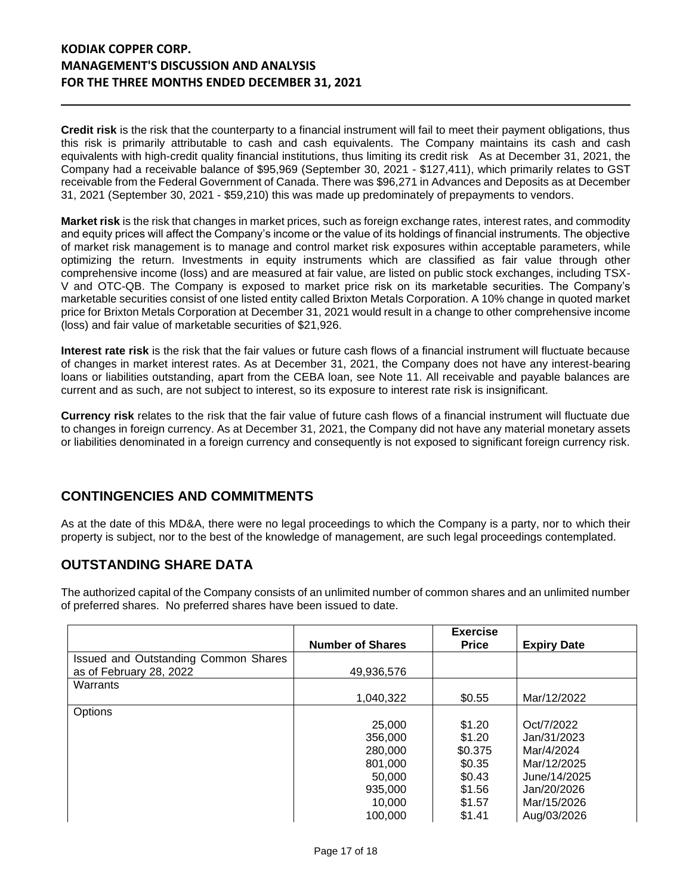**Credit risk** is the risk that the counterparty to a financial instrument will fail to meet their payment obligations, thus this risk is primarily attributable to cash and cash equivalents. The Company maintains its cash and cash equivalents with high-credit quality financial institutions, thus limiting its credit risk As at December 31, 2021, the Company had a receivable balance of $95,969 (September 30, 2021 - $127,411), which primarily relates to GST receivable from the Federal Government of Canada. There was $96,271 in Advances and Deposits as at December 31, 2021 (September 30, 2021 - $59,210) this was made up predominately of prepayments to vendors.

**Market risk** is the risk that changes in market prices, such as foreign exchange rates, interest rates, and commodity and equity prices will affect the Company's income or the value of its holdings of financial instruments. The objective of market risk management is to manage and control market risk exposures within acceptable parameters, while optimizing the return. Investments in equity instruments which are classified as fair value through other comprehensive income (loss) and are measured at fair value, are listed on public stock exchanges, including TSX-V and OTC-QB. The Company is exposed to market price risk on its marketable securities. The Company's marketable securities consist of one listed entity called Brixton Metals Corporation. A 10% change in quoted market price for Brixton Metals Corporation at December 31, 2021 would result in a change to other comprehensive income (loss) and fair value of marketable securities of $21,926.

**Interest rate risk** is the risk that the fair values or future cash flows of a financial instrument will fluctuate because of changes in market interest rates. As at December 31, 2021, the Company does not have any interest-bearing loans or liabilities outstanding, apart from the CEBA loan, see Note 11. All receivable and payable balances are current and as such, are not subject to interest, so its exposure to interest rate risk is insignificant.

**Currency risk** relates to the risk that the fair value of future cash flows of a financial instrument will fluctuate due to changes in foreign currency. As at December 31, 2021, the Company did not have any material monetary assets or liabilities denominated in a foreign currency and consequently is not exposed to significant foreign currency risk.

## CONTINGENCIES AND COMMITMENTS

As at the date of this MD&A, there were no legal proceedings to which the Company is a party, nor to which their property is subject, nor to the best of the knowledge of management, are such legal proceedings contemplated.

## OUTSTANDING SHARE DATA

The authorized capital of the Company consists of an unlimited number of common shares and an unlimited number of preferred shares. No preferred shares have been issued to date.

| | Number of Shares | Exercise Price | Expiry Date |
|---|---|---|---|
| Issued and Outstanding Common Shares as of February 28, 2022 | 49,936,576 | | |
| Warrants | 1,040,322 | $0.55 | Mar/12/2022 |
| Options | 25,000 | $1.20 | Oct/7/2022 |
| | 356,000 | $1.20 | Jan/31/2023 |
| | 280,000 | $0.375 | Mar/4/2024 |
| | 801,000 | $0.35 | Mar/12/2025 |
| | 50,000 | $0.43 | June/14/2025 |
| | 935,000 | $1.56 | Jan/20/2026 |
| | 10,000 | $1.57 | Mar/15/2026 |
| | 100,000 | $1.41 | Aug/03/2026 |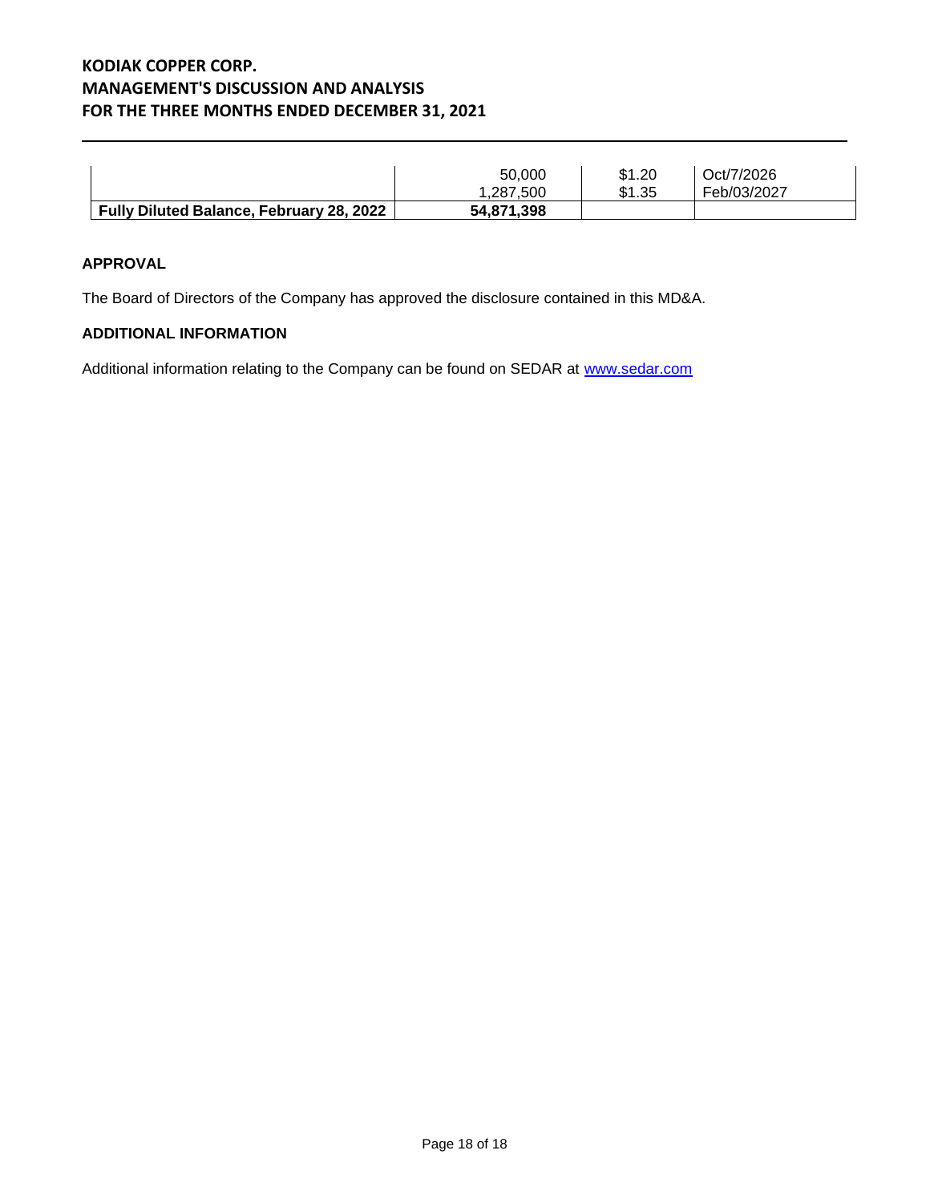| | | | |
|---|---|---|---|
| | 50,000 | $1.20 | Oct/7/2026 |
| | 1,287,500 | $1.35 | Feb/03/2027 |
| **Fully Diluted Balance, February 28, 2022** | **54,871,398** | | |

### APPROVAL

The Board of Directors of the Company has approved the disclosure contained in this MD&A.

### ADDITIONAL INFORMATION

Additional information relating to the Company can be found on SEDAR at [www.sedar.com](http://www.sedar.com)